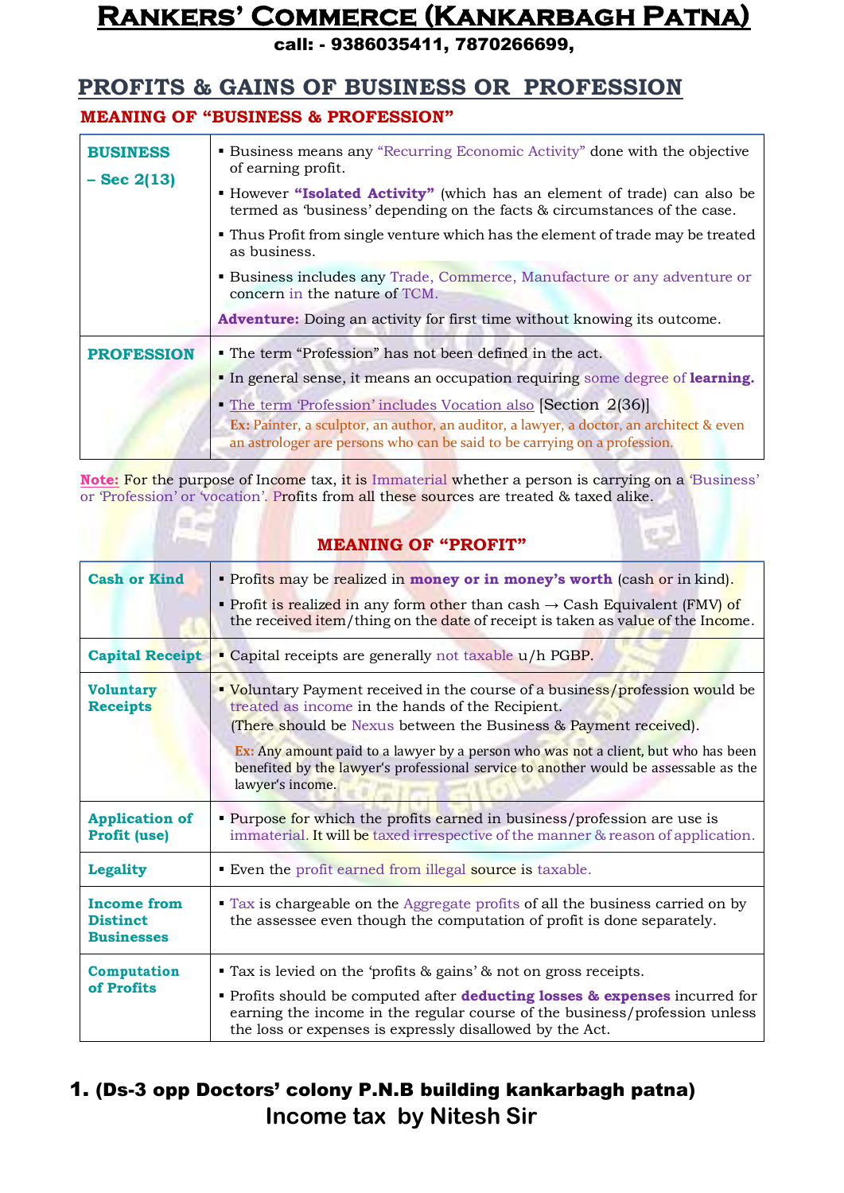# RANKERS' COMMERCE (KANKARBAGH PATNA)

**call: - 9386035411, 7870266699,**

## PROFITS & GAINS OF BUSINESS OR PROFESSION

### MEANING OF "BUSINESS & PROFESSION"

| | |
|---|---|
| **BUSINESS – Sec 2(13)** | ▪ Business means any "Recurring Economic Activity" done with the objective of earning profit.<br>▪ However **"Isolated Activity"** (which has an element of trade) can also be termed as 'business' depending on the facts & circumstances of the case.<br>▪ Thus Profit from single venture which has the element of trade may be treated as business.<br>▪ Business includes any Trade, Commerce, Manufacture or any adventure or concern in the nature of TCM.<br>**Adventure:** Doing an activity for first time without knowing its outcome. |
| **PROFESSION** | ▪ The term "Profession" has not been defined in the act.<br>▪ In general sense, it means an occupation requiring some degree of **learning.**<br>▪ The term 'Profession' includes Vocation also [Section 2(36)]<br>**Ex:** Painter, a sculptor, an author, an auditor, a lawyer, a doctor, an architect & even an astrologer are persons who can be said to be carrying on a profession. |

**Note:** For the purpose of Income tax, it is Immaterial whether a person is carrying on a 'Business' or 'Profession' or 'vocation'. Profits from all these sources are treated & taxed alike.

### MEANING OF "PROFIT"

| | |
|---|---|
| **Cash or Kind** | ▪ Profits may be realized in **money or in money's worth** (cash or in kind).<br>▪ Profit is realized in any form other than cash → Cash Equivalent (FMV) of the received item/thing on the date of receipt is taken as value of the Income. |
| **Capital Receipt** | ▪ Capital receipts are generally not taxable u/h PGBP. |
| **Voluntary Receipts** | ▪ Voluntary Payment received in the course of a business/profession would be treated as income in the hands of the Recipient.<br>(There should be Nexus between the Business & Payment received).<br>**Ex:** Any amount paid to a lawyer by a person who was not a client, but who has been benefited by the lawyer's professional service to another would be assessable as the lawyer's income. |
| **Application of Profit (use)** | ▪ Purpose for which the profits earned in business/profession are use is immaterial. It will be taxed irrespective of the manner & reason of application. |
| **Legality** | ▪ Even the profit earned from illegal source is taxable. |
| **Income from Distinct Businesses** | ▪ Tax is chargeable on the Aggregate profits of all the business carried on by the assessee even though the computation of profit is done separately. |
| **Computation of Profits** | ▪ Tax is levied on the 'profits & gains' & not on gross receipts.<br>▪ Profits should be computed after **deducting losses & expenses** incurred for earning the income in the regular course of the business/profession unless the loss or expenses is expressly disallowed by the Act. |

**(Ds-3 opp Doctors' colony P.N.B building kankarbagh patna)**

**Income tax by Nitesh Sir**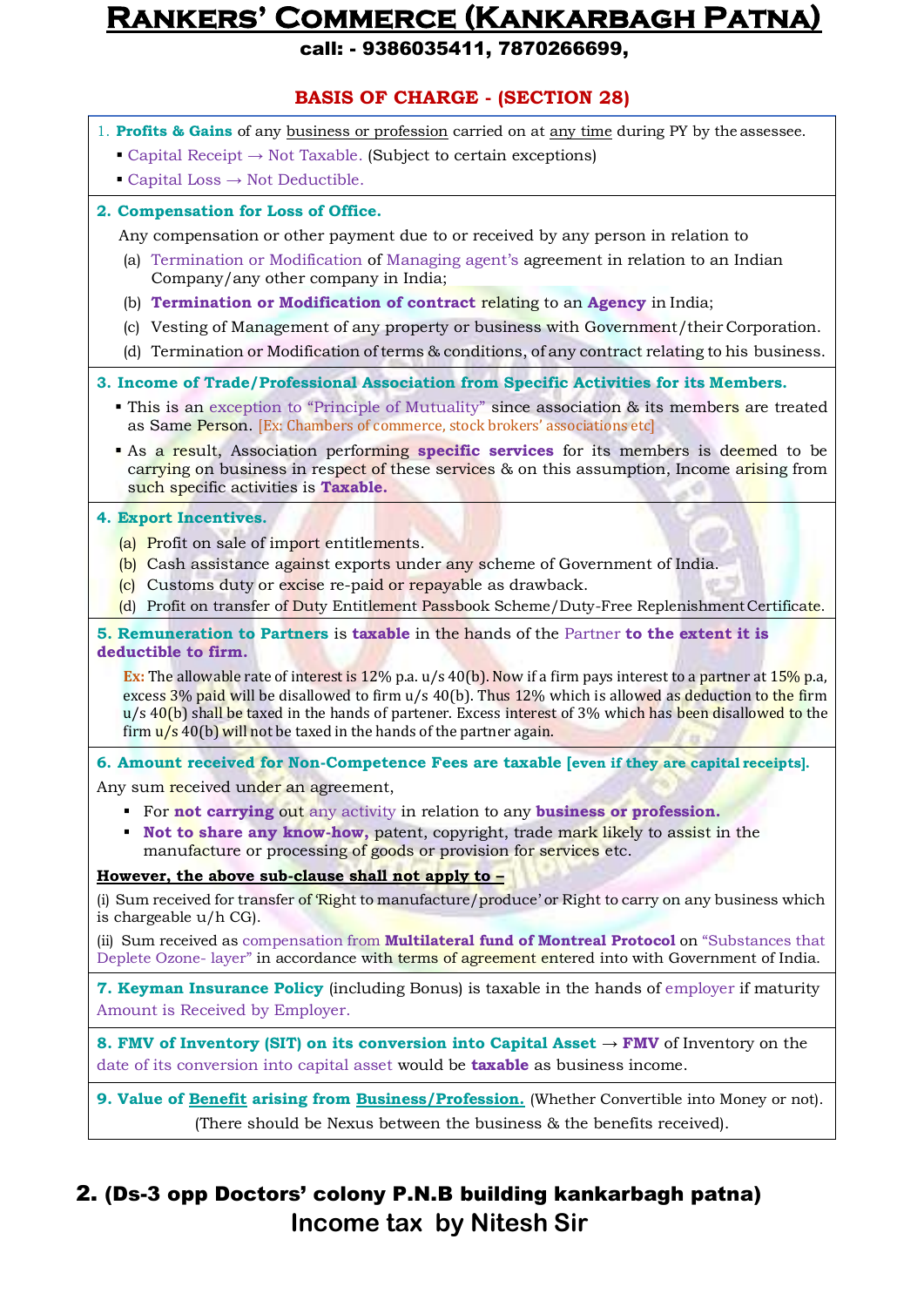## BASIS OF CHARGE - (SECTION 28)

1. **Profits & Gains** of any business or profession carried on at any time during PY by the assessee.
   - Capital Receipt → Not Taxable. (Subject to certain exceptions)
   - Capital Loss → Not Deductible.

**2. Compensation for Loss of Office.**

Any compensation or other payment due to or received by any person in relation to

(a) Termination or Modification of Managing agent's agreement in relation to an Indian Company/any other company in India;

(b) **Termination or Modification of contract** relating to an **Agency** in India;

(c) Vesting of Management of any property or business with Government/their Corporation.

(d) Termination or Modification of terms & conditions, of any contract relating to his business.

**3. Income of Trade/Professional Association from Specific Activities for its Members.**

- This is an exception to "Principle of Mutuality" since association & its members are treated as Same Person. [Ex: Chambers of commerce, stock brokers' associations etc]
- As a result, Association performing **specific services** for its members is deemed to be carrying on business in respect of these services & on this assumption, Income arising from such specific activities is **Taxable.**

**4. Export Incentives.**

(a) Profit on sale of import entitlements.

(b) Cash assistance against exports under any scheme of Government of India.

(c) Customs duty or excise re-paid or repayable as drawback.

(d) Profit on transfer of Duty Entitlement Passbook Scheme/Duty-Free Replenishment Certificate.

**5. Remuneration to Partners** is **taxable** in the hands of the Partner **to the extent it is deductible to firm.**

Ex: The allowable rate of interest is 12% p.a. u/s 40(b). Now if a firm pays interest to a partner at 15% p.a, excess 3% paid will be disallowed to firm u/s 40(b). Thus 12% which is allowed as deduction to the firm u/s 40(b) shall be taxed in the hands of partener. Excess interest of 3% which has been disallowed to the firm u/s 40(b) will not be taxed in the hands of the partner again.

**6. Amount received for Non-Competence Fees are taxable [even if they are capital receipts].**

Any sum received under an agreement,

- For **not carrying** out any activity in relation to any **business or profession.**
- **Not to share any know-how,** patent, copyright, trade mark likely to assist in the manufacture or processing of goods or provision for services etc.

**However, the above sub-clause shall not apply to –**

(i) Sum received for transfer of 'Right to manufacture/produce' or Right to carry on any business which is chargeable u/h CG).

(ii) Sum received as compensation from **Multilateral fund of Montreal Protocol** on "Substances that Deplete Ozone- layer" in accordance with terms of agreement entered into with Government of India.

**7. Keyman Insurance Policy** (including Bonus) is taxable in the hands of employer if maturity Amount is Received by Employer.

**8. FMV of Inventory (SIT) on its conversion into Capital Asset** → **FMV** of Inventory on the date of its conversion into capital asset would be **taxable** as business income.

**9. Value of Benefit arising from Business/Profession.** (Whether Convertible into Money or not).
(There should be Nexus between the business & the benefits received).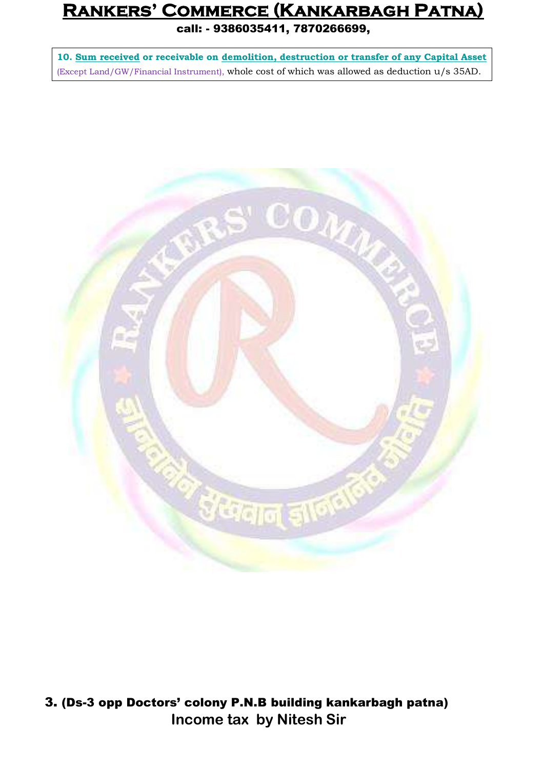**10. Sum received or receivable on demolition, destruction or transfer of any Capital Asset** (Except Land/GW/Financial Instrument), whole cost of which was allowed as deduction u/s 35AD.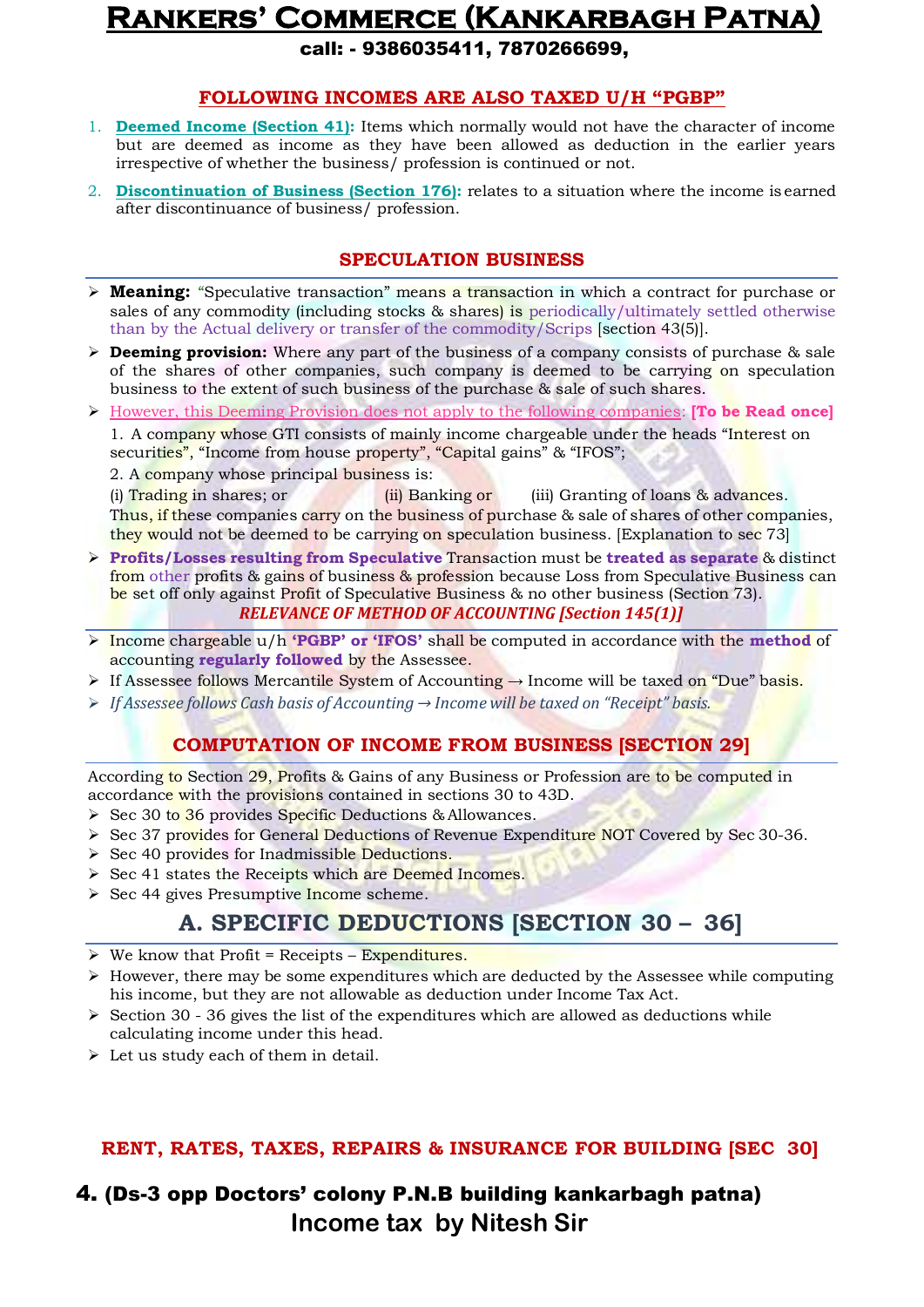## FOLLOWING INCOMES ARE ALSO TAXED U/H "PGBP"

1. **Deemed Income (Section 41):** Items which normally would not have the character of income but are deemed as income as they have been allowed as deduction in the earlier years irrespective of whether the business/ profession is continued or not.
2. **Discontinuation of Business (Section 176):** relates to a situation where the income is earned after discontinuance of business/ profession.

## SPECULATION BUSINESS

- **Meaning:** "Speculative transaction" means a transaction in which a contract for purchase or sales of any commodity (including stocks & shares) is periodically/ultimately settled otherwise than by the Actual delivery or transfer of the commodity/Scrips [section 43(5)].
- **Deeming provision:** Where any part of the business of a company consists of purchase & sale of the shares of other companies, such company is deemed to be carrying on speculation business to the extent of such business of the purchase & sale of such shares.
- However, this Deeming Provision does not apply to the following companies: **[To be Read once]**

  1. A company whose GTI consists of mainly income chargeable under the heads "Interest on securities", "Income from house property", "Capital gains" & "IFOS";

  2. A company whose principal business is:

  (i) Trading in shares; or (ii) Banking or (iii) Granting of loans & advances.

  Thus, if these companies carry on the business of purchase & sale of shares of other companies, they would not be deemed to be carrying on speculation business. [Explanation to sec 73]
- **Profits/Losses resulting from Speculative** Transaction must be **treated as separate** & distinct from other profits & gains of business & profession because Loss from Speculative Business can be set off only against Profit of Speculative Business & no other business (Section 73).

***RELEVANCE OF METHOD OF ACCOUNTING [Section 145(1)]***

- Income chargeable u/h **'PGBP' or 'IFOS'** shall be computed in accordance with the **method** of accounting **regularly followed** by the Assessee.
- If Assessee follows Mercantile System of Accounting → Income will be taxed on "Due" basis.
- *If Assessee follows Cash basis of Accounting → Income will be taxed on "Receipt" basis.*

## COMPUTATION OF INCOME FROM BUSINESS [SECTION 29]

According to Section 29, Profits & Gains of any Business or Profession are to be computed in accordance with the provisions contained in sections 30 to 43D.

- Sec 30 to 36 provides Specific Deductions & Allowances.
- Sec 37 provides for General Deductions of Revenue Expenditure NOT Covered by Sec 30-36.
- Sec 40 provides for Inadmissible Deductions.
- Sec 41 states the Receipts which are Deemed Incomes.
- Sec 44 gives Presumptive Income scheme.

# A. SPECIFIC DEDUCTIONS [SECTION 30 – 36]

- We know that Profit = Receipts – Expenditures.
- However, there may be some expenditures which are deducted by the Assessee while computing his income, but they are not allowable as deduction under Income Tax Act.
- Section 30 - 36 gives the list of the expenditures which are allowed as deductions while calculating income under this head.
- Let us study each of them in detail.

## RENT, RATES, TAXES, REPAIRS & INSURANCE FOR BUILDING [SEC 30]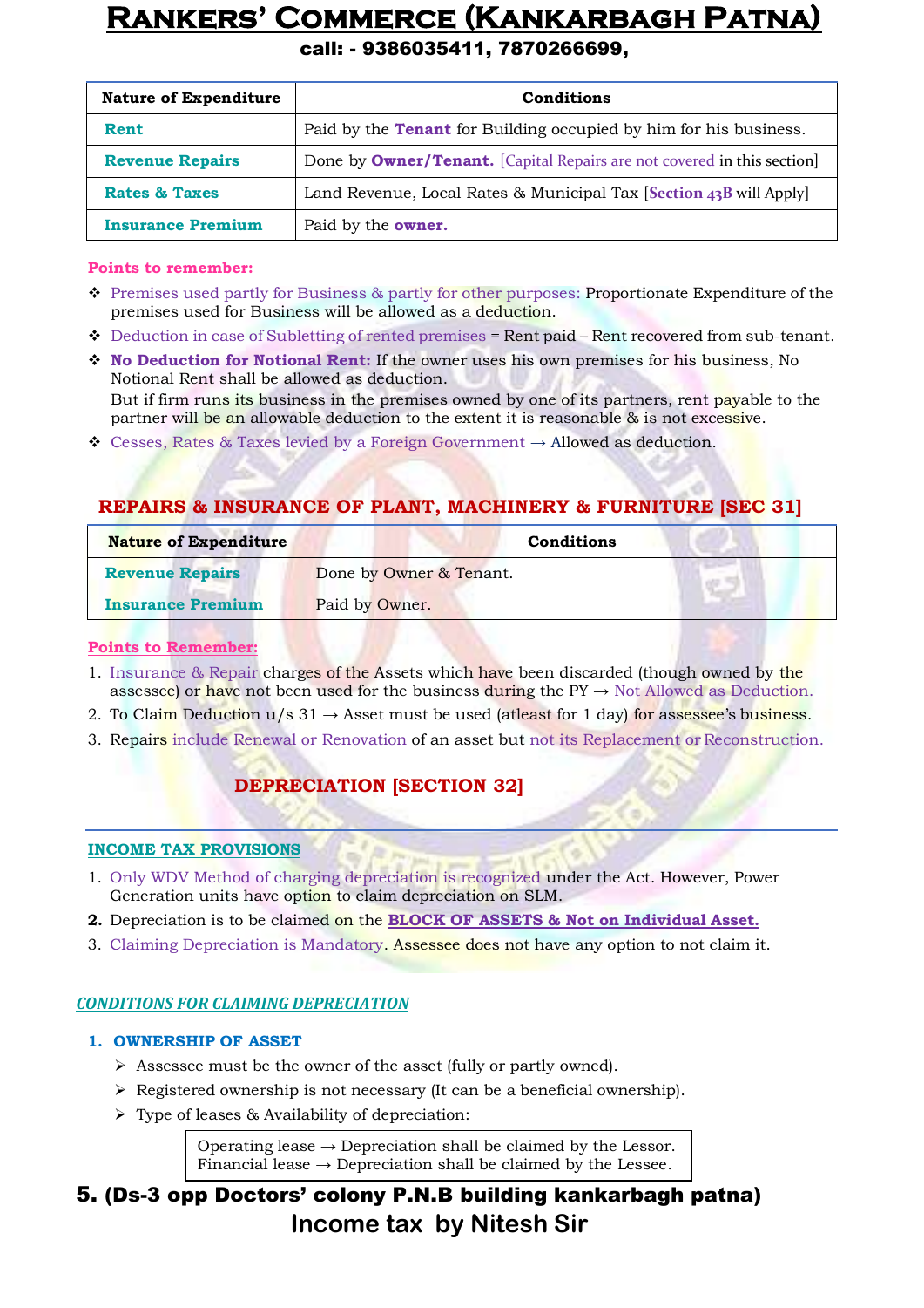| Nature of Expenditure | Conditions |
|---|---|
| **Rent** | Paid by the **Tenant** for Building occupied by him for his business. |
| **Revenue Repairs** | Done by **Owner/Tenant.** [Capital Repairs are not covered in this section] |
| **Rates & Taxes** | Land Revenue, Local Rates & Municipal Tax [**Section 43B** will Apply] |
| **Insurance Premium** | Paid by the **owner.** |

**Points to remember:**

- Premises used partly for Business & partly for other purposes: Proportionate Expenditure of the premises used for Business will be allowed as a deduction.
- Deduction in case of Subletting of rented premises = Rent paid – Rent recovered from sub-tenant.
- **No Deduction for Notional Rent:** If the owner uses his own premises for his business, No Notional Rent shall be allowed as deduction.
  But if firm runs its business in the premises owned by one of its partners, rent payable to the partner will be an allowable deduction to the extent it is reasonable & is not excessive.
- Cesses, Rates & Taxes levied by a Foreign Government → Allowed as deduction.

## REPAIRS & INSURANCE OF PLANT, MACHINERY & FURNITURE [SEC 31]

| Nature of Expenditure | Conditions |
|---|---|
| **Revenue Repairs** | Done by Owner & Tenant. |
| **Insurance Premium** | Paid by Owner. |

**Points to Remember:**

1. Insurance & Repair charges of the Assets which have been discarded (though owned by the assessee) or have not been used for the business during the PY → Not Allowed as Deduction.
2. To Claim Deduction u/s 31 → Asset must be used (atleast for 1 day) for assessee's business.
3. Repairs include Renewal or Renovation of an asset but not its Replacement or Reconstruction.

## DEPRECIATION [SECTION 32]

### INCOME TAX PROVISIONS

1. Only WDV Method of charging depreciation is recognized under the Act. However, Power Generation units have option to claim depreciation on SLM.
2. Depreciation is to be claimed on the **BLOCK OF ASSETS & Not on Individual Asset.**
3. Claiming Depreciation is Mandatory. Assessee does not have any option to not claim it.

### *CONDITIONS FOR CLAIMING DEPRECIATION*

**1. OWNERSHIP OF ASSET**

- Assessee must be the owner of the asset (fully or partly owned).
- Registered ownership is not necessary (It can be a beneficial ownership).
- Type of leases & Availability of depreciation:

  Operating lease → Depreciation shall be claimed by the Lessor.
  Financial lease → Depreciation shall be claimed by the Lessee.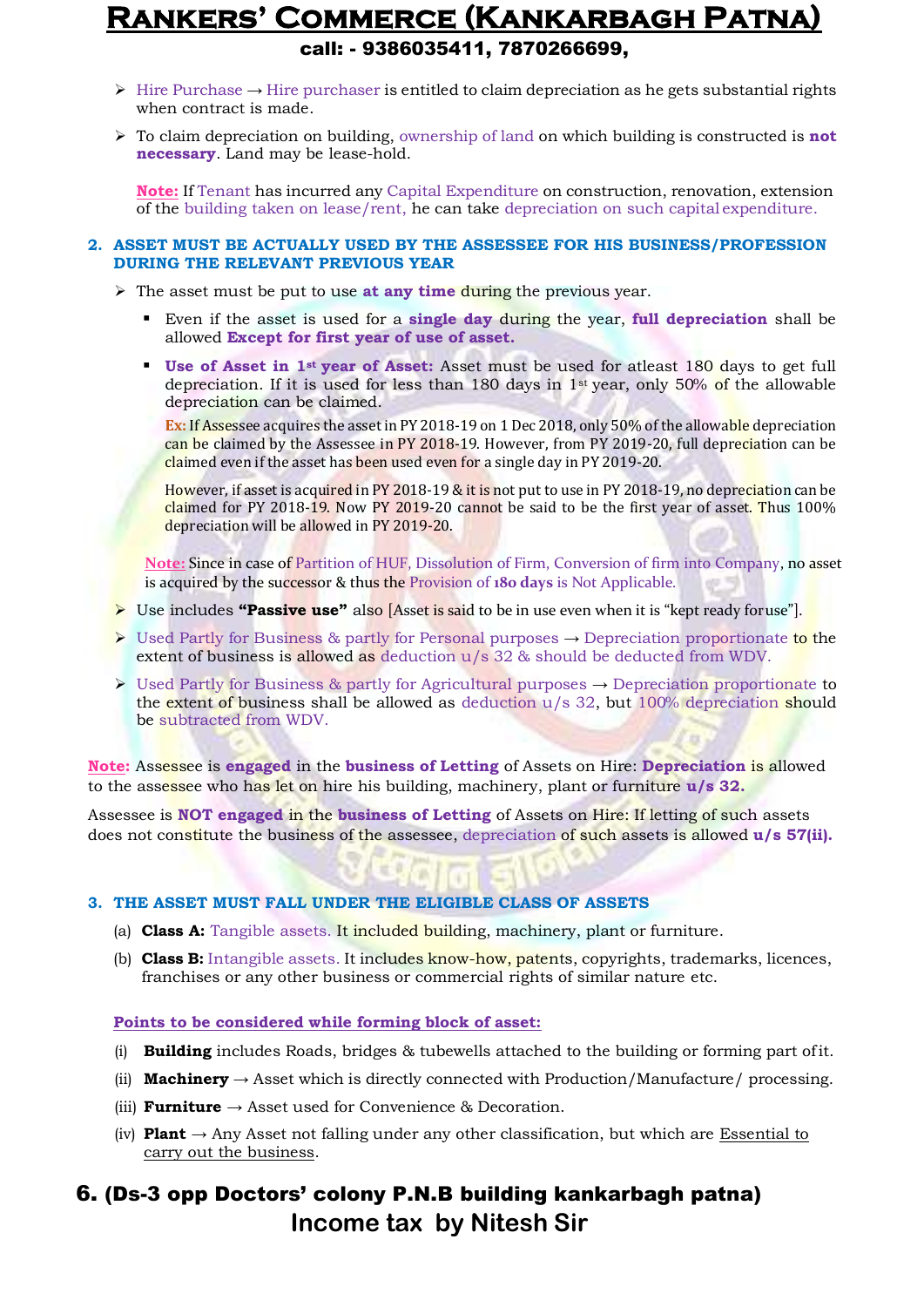- Hire Purchase → Hire purchaser is entitled to claim depreciation as he gets substantial rights when contract is made.
- To claim depreciation on building, ownership of land on which building is constructed is **not necessary**. Land may be lease-hold.

  **Note:** If Tenant has incurred any Capital Expenditure on construction, renovation, extension of the building taken on lease/rent, he can take depreciation on such capital expenditure.

### 2. ASSET MUST BE ACTUALLY USED BY THE ASSESSEE FOR HIS BUSINESS/PROFESSION DURING THE RELEVANT PREVIOUS YEAR

- The asset must be put to use **at any time** during the previous year.
  - Even if the asset is used for a **single day** during the year, **full depreciation** shall be allowed **Except for first year of use of asset.**
  - **Use of Asset in 1st year of Asset:** Asset must be used for atleast 180 days to get full depreciation. If it is used for less than 180 days in 1st year, only 50% of the allowable depreciation can be claimed.

    **Ex:** If Assessee acquires the asset in PY 2018-19 on 1 Dec 2018, only 50% of the allowable depreciation can be claimed by the Assessee in PY 2018-19. However, from PY 2019-20, full depreciation can be claimed even if the asset has been used even for a single day in PY 2019-20.

    However, if asset is acquired in PY 2018-19 & it is not put to use in PY 2018-19, no depreciation can be claimed for PY 2018-19. Now PY 2019-20 cannot be said to be the first year of asset. Thus 100% depreciation will be allowed in PY 2019-20.

  **Note:** Since in case of Partition of HUF, Dissolution of Firm, Conversion of firm into Company, no asset is acquired by the successor & thus the Provision of **180 days** is Not Applicable.
- Use includes **"Passive use"** also [Asset is said to be in use even when it is "kept ready for use"].
- Used Partly for Business & partly for Personal purposes → Depreciation proportionate to the extent of business is allowed as deduction u/s 32 & should be deducted from WDV.
- Used Partly for Business & partly for Agricultural purposes → Depreciation proportionate to the extent of business shall be allowed as deduction u/s 32, but 100% depreciation should be subtracted from WDV.

**Note:** Assessee is **engaged** in the **business of Letting** of Assets on Hire: **Depreciation** is allowed to the assessee who has let on hire his building, machinery, plant or furniture **u/s 32**.

Assessee is **NOT engaged** in the **business of Letting** of Assets on Hire: If letting of such assets does not constitute the business of the assessee, depreciation of such assets is allowed **u/s 57(ii).**

### 3. THE ASSET MUST FALL UNDER THE ELIGIBLE CLASS OF ASSETS

(a) **Class A:** Tangible assets. It included building, machinery, plant or furniture.

(b) **Class B:** Intangible assets. It includes know-how, patents, copyrights, trademarks, licences, franchises or any other business or commercial rights of similar nature etc.

**Points to be considered while forming block of asset:**

(i) **Building** includes Roads, bridges & tubewells attached to the building or forming part of it.

(ii) **Machinery** → Asset which is directly connected with Production/Manufacture/ processing.

(iii) **Furniture** → Asset used for Convenience & Decoration.

(iv) **Plant** → Any Asset not falling under any other classification, but which are Essential to carry out the business.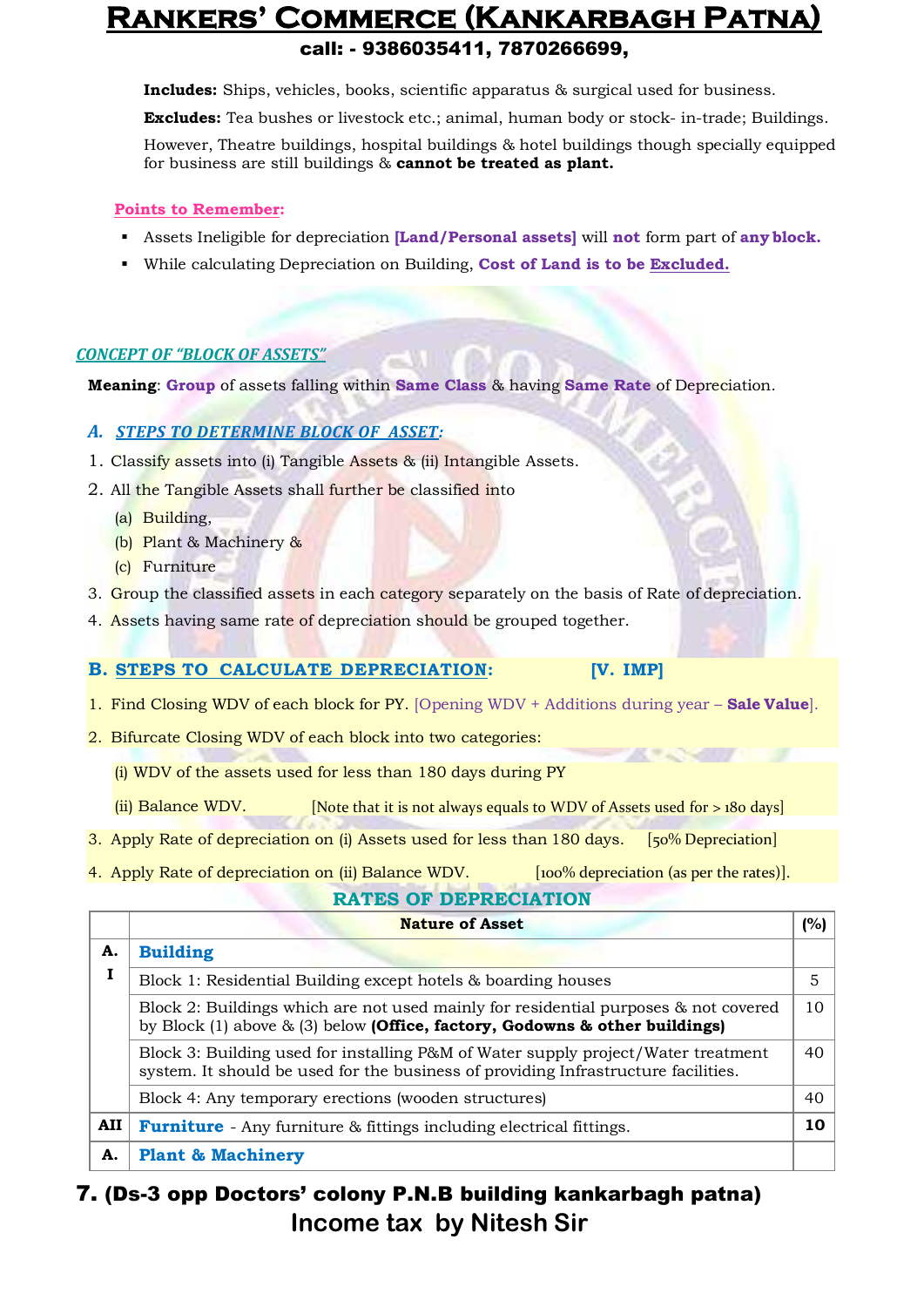**Includes:** Ships, vehicles, books, scientific apparatus & surgical used for business.

**Excludes:** Tea bushes or livestock etc.; animal, human body or stock- in-trade; Buildings.

However, Theatre buildings, hospital buildings & hotel buildings though specially equipped for business are still buildings & **cannot be treated as plant.**

**Points to Remember:**

- Assets Ineligible for depreciation **[Land/Personal assets]** will **not** form part of **any block.**
- While calculating Depreciation on Building, **Cost of Land is to be Excluded.**

## CONCEPT OF "BLOCK OF ASSETS"

**Meaning**: **Group** of assets falling within **Same Class** & having **Same Rate** of Depreciation.

### A. STEPS TO DETERMINE BLOCK OF ASSET:

1. Classify assets into (i) Tangible Assets & (ii) Intangible Assets.
2. All the Tangible Assets shall further be classified into
   (a) Building,
   (b) Plant & Machinery &
   (c) Furniture
3. Group the classified assets in each category separately on the basis of Rate of depreciation.
4. Assets having same rate of depreciation should be grouped together.

### B. STEPS TO CALCULATE DEPRECIATION: [V. IMP]

1. Find Closing WDV of each block for PY. [Opening WDV + Additions during year – **Sale Value**].
2. Bifurcate Closing WDV of each block into two categories:
   (i) WDV of the assets used for less than 180 days during PY
   (ii) Balance WDV. [Note that it is not always equals to WDV of Assets used for > 180 days]
3. Apply Rate of depreciation on (i) Assets used for less than 180 days. [50% Depreciation]
4. Apply Rate of depreciation on (ii) Balance WDV. [100% depreciation (as per the rates)].

### RATES OF DEPRECIATION

| | Nature of Asset | (%) |
|---|---|---|
| A. I | **Building** | |
| | Block 1: Residential Building except hotels & boarding houses | 5 |
| | Block 2: Buildings which are not used mainly for residential purposes & not covered by Block (1) above & (3) below **(Office, factory, Godowns & other buildings)** | 10 |
| | Block 3: Building used for installing P&M of Water supply project/Water treatment system. It should be used for the business of providing Infrastructure facilities. | 40 |
| | Block 4: Any temporary erections (wooden structures) | 40 |
| AII | **Furniture** - Any furniture & fittings including electrical fittings. | **10** |
| A. | **Plant & Machinery** | |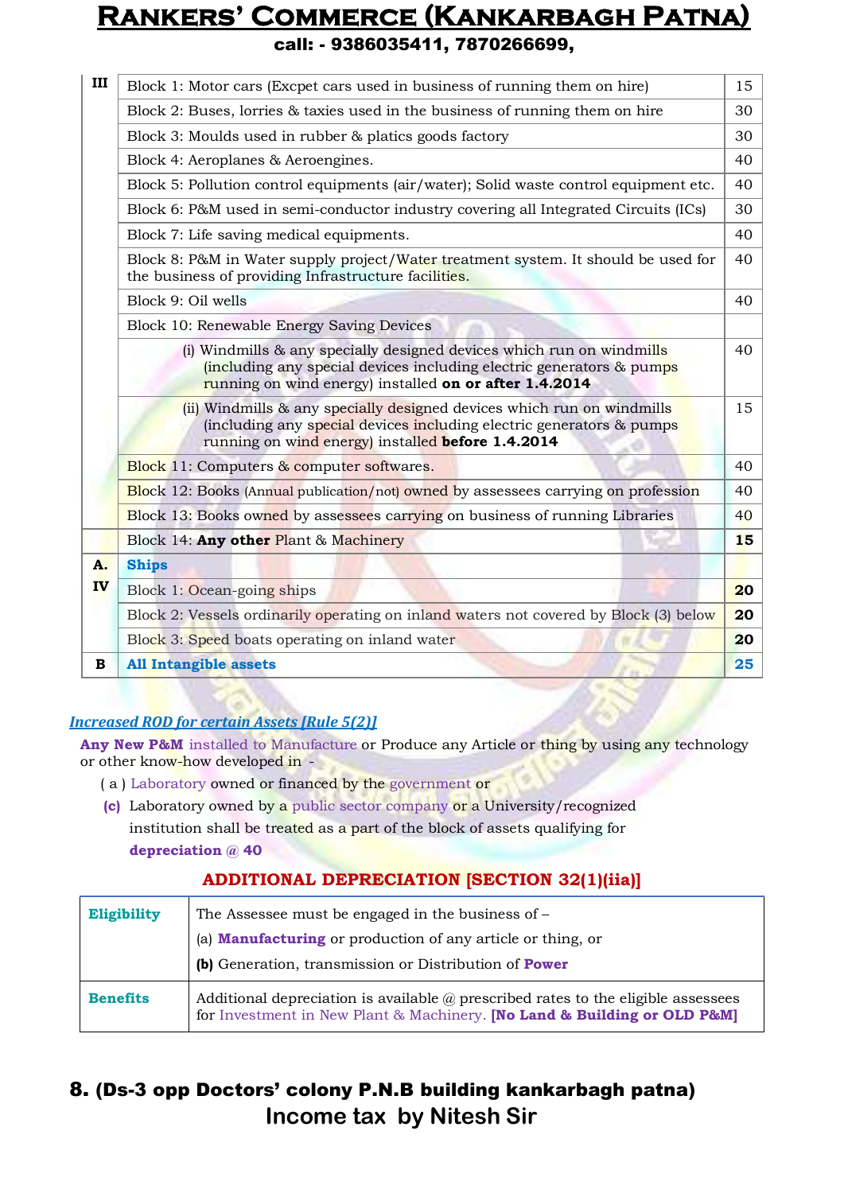| III | Block 1: Motor cars (Excpet cars used in business of running them on hire) | 15 |
|---|---|---|
| | Block 2: Buses, lorries & taxies used in the business of running them on hire | 30 |
| | Block 3: Moulds used in rubber & platics goods factory | 30 |
| | Block 4: Aeroplanes & Aeroengines. | 40 |
| | Block 5: Pollution control equipments (air/water); Solid waste control equipment etc. | 40 |
| | Block 6: P&M used in semi-conductor industry covering all Integrated Circuits (ICs) | 30 |
| | Block 7: Life saving medical equipments. | 40 |
| | Block 8: P&M in Water supply project/Water treatment system. It should be used for the business of providing Infrastructure facilities. | 40 |
| | Block 9: Oil wells | 40 |
| | Block 10: Renewable Energy Saving Devices | |
| | (i) Windmills & any specially designed devices which run on windmills (including any special devices including electric generators & pumps running on wind energy) installed **on or after 1.4.2014** | 40 |
| | (ii) Windmills & any specially designed devices which run on windmills (including any special devices including electric generators & pumps running on wind energy) installed **before 1.4.2014** | 15 |
| | Block 11: Computers & computer softwares. | 40 |
| | Block 12: Books (Annual publication/not) owned by assessees carrying on profession | 40 |
| | Block 13: Books owned by assessees carrying on business of running Libraries | 40 |
| | Block 14: **Any other** Plant & Machinery | **15** |
| **A. IV** | **Ships** | |
| | Block 1: Ocean-going ships | **20** |
| | Block 2: Vessels ordinarily operating on inland waters not covered by Block (3) below | **20** |
| | Block 3: Speed boats operating on inland water | **20** |
| **B** | **All Intangible assets** | **25** |

***Increased ROD for certain Assets [Rule 5(2)]***

**Any New P&M** installed to Manufacture or Produce any Article or thing by using any technology or other know-how developed in -

( a ) Laboratory owned or financed by the government or

**(c)** Laboratory owned by a public sector company or a University/recognized institution shall be treated as a part of the block of assets qualifying for **depreciation @ 40**

## ADDITIONAL DEPRECIATION [SECTION 32(1)(iia)]

| **Eligibility** | The Assessee must be engaged in the business of – (a) **Manufacturing** or production of any article or thing, or **(b)** Generation, transmission or Distribution of **Power** |
|---|---|
| **Benefits** | Additional depreciation is available @ prescribed rates to the eligible assessees for Investment in New Plant & Machinery. **[No Land & Building or OLD P&M]** |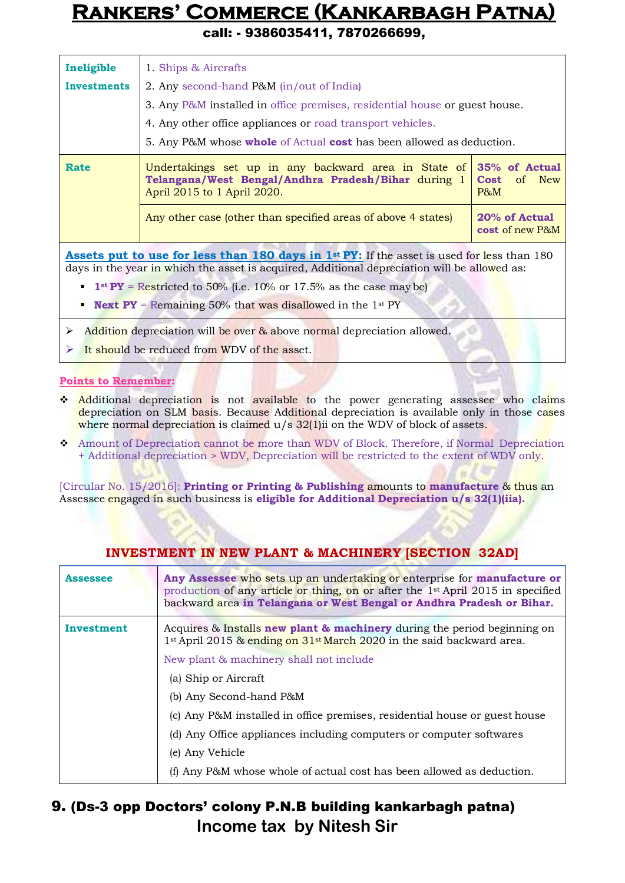| | |
|---|---|
| **Ineligible Investments** | 1. Ships & Aircrafts<br>2. Any second-hand P&M (in/out of India)<br>3. Any P&M installed in office premises, residential house or guest house.<br>4. Any other office appliances or road transport vehicles.<br>5. Any P&M whose **whole** of Actual **cost** has been allowed as deduction. |

| | | |
|---|---|---|
| **Rate** | Undertakings set up in any backward area in State of **Telangana/West Bengal/Andhra Pradesh/Bihar** during 1 April 2015 to 1 April 2020. | **35% of Actual Cost** of New P&M |
| | Any other case (other than specified areas of above 4 states) | **20% of Actual cost** of new P&M |

**Assets put to use for less than 180 days in 1st PY:** If the asset is used for less than 180 days in the year in which the asset is acquired, Additional depreciation will be allowed as:

- **1st PY** = Restricted to 50% (i.e. 10% or 17.5% as the case may be)
- **Next PY** = Remaining 50% that was disallowed in the 1st PY

- Addition depreciation will be over & above normal depreciation allowed.
- It should be reduced from WDV of the asset.

**Points to Remember:**

- Additional depreciation is not available to the power generating assessee who claims depreciation on SLM basis. Because Additional depreciation is available only in those cases where normal depreciation is claimed u/s 32(1)ii on the WDV of block of assets.
- Amount of Depreciation cannot be more than WDV of Block. Therefore, if Normal Depreciation + Additional depreciation > WDV, Depreciation will be restricted to the extent of WDV only.

[Circular No. 15/2016]: **Printing or Printing & Publishing** amounts to **manufacture** & thus an Assessee engaged in such business is **eligible for Additional Depreciation u/s 32(1)(iia).**

## INVESTMENT IN NEW PLANT & MACHINERY [SECTION 32AD]

| | |
|---|---|
| **Assessee** | **Any Assessee** who sets up an undertaking or enterprise for **manufacture or production** of any article or thing, on or after the 1st April 2015 in specified backward area **in Telangana or West Bengal or Andhra Pradesh or Bihar.** |
| **Investment** | Acquires & Installs **new plant & machinery** during the period beginning on 1st April 2015 & ending on 31st March 2020 in the said backward area.<br>New plant & machinery shall not include<br>(a) Ship or Aircraft<br>(b) Any Second-hand P&M<br>(c) Any P&M installed in office premises, residential house or guest house<br>(d) Any Office appliances including computers or computer softwares<br>(e) Any Vehicle<br>(f) Any P&M whose whole of actual cost has been allowed as deduction. |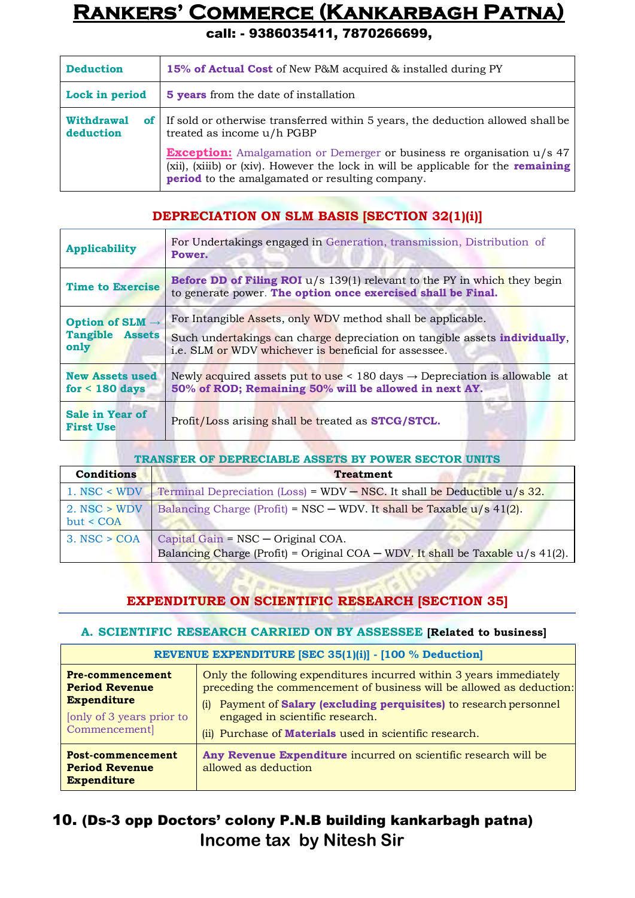| | |
|---|---|
| **Deduction** | **15% of Actual Cost** of New P&M acquired & installed during PY |
| **Lock in period** | **5 years** from the date of installation |
| **Withdrawal of deduction** | If sold or otherwise transferred within 5 years, the deduction allowed shall be treated as income u/h PGBP<br>**Exception:** Amalgamation or Demerger or business re organisation u/s 47 (xii), (xiiib) or (xiv). However the lock in will be applicable for the **remaining period** to the amalgamated or resulting company. |

## DEPRECIATION ON SLM BASIS [SECTION 32(1)(i)]

| | |
|---|---|
| **Applicability** | For Undertakings engaged in Generation, transmission, Distribution of **Power.** |
| **Time to Exercise** | **Before DD of Filing ROI** u/s 139(1) relevant to the PY in which they begin to generate power. **The option once exercised shall be Final.** |
| **Option of SLM → Tangible Assets only** | For Intangible Assets, only WDV method shall be applicable.<br>Such undertakings can charge depreciation on tangible assets **individually**, i.e. SLM or WDV whichever is beneficial for assessee. |
| **New Assets used for < 180 days** | Newly acquired assets put to use < 180 days → Depreciation is allowable at **50% of ROD; Remaining 50% will be allowed in next AY.** |
| **Sale in Year of First Use** | Profit/Loss arising shall be treated as **STCG/STCL.** |

### TRANSFER OF DEPRECIABLE ASSETS BY POWER SECTOR UNITS

| Conditions | Treatment |
|---|---|
| 1. NSC < WDV | Terminal Depreciation (Loss) = WDV — NSC. It shall be Deductible u/s 32. |
| 2. NSC > WDV but < COA | Balancing Charge (Profit) = NSC — WDV. It shall be Taxable u/s 41(2). |
| 3. NSC > COA | Capital Gain = NSC — Original COA.<br>Balancing Charge (Profit) = Original COA — WDV. It shall be Taxable u/s 41(2). |

## EXPENDITURE ON SCIENTIFIC RESEARCH [SECTION 35]

### A. SCIENTIFIC RESEARCH CARRIED ON BY ASSESSEE [Related to business]

| REVENUE EXPENDITURE [SEC 35(1)(i)] - [100 % Deduction] | |
|---|---|
| **Pre-commencement Period Revenue Expenditure**<br>[only of 3 years prior to Commencement] | Only the following expenditures incurred within 3 years immediately preceding the commencement of business will be allowed as deduction:<br>(i) Payment of **Salary (excluding perquisites)** to research personnel engaged in scientific research.<br>(ii) Purchase of **Materials** used in scientific research. |
| **Post-commencement Period Revenue Expenditure** | **Any Revenue Expenditure** incurred on scientific research will be allowed as deduction |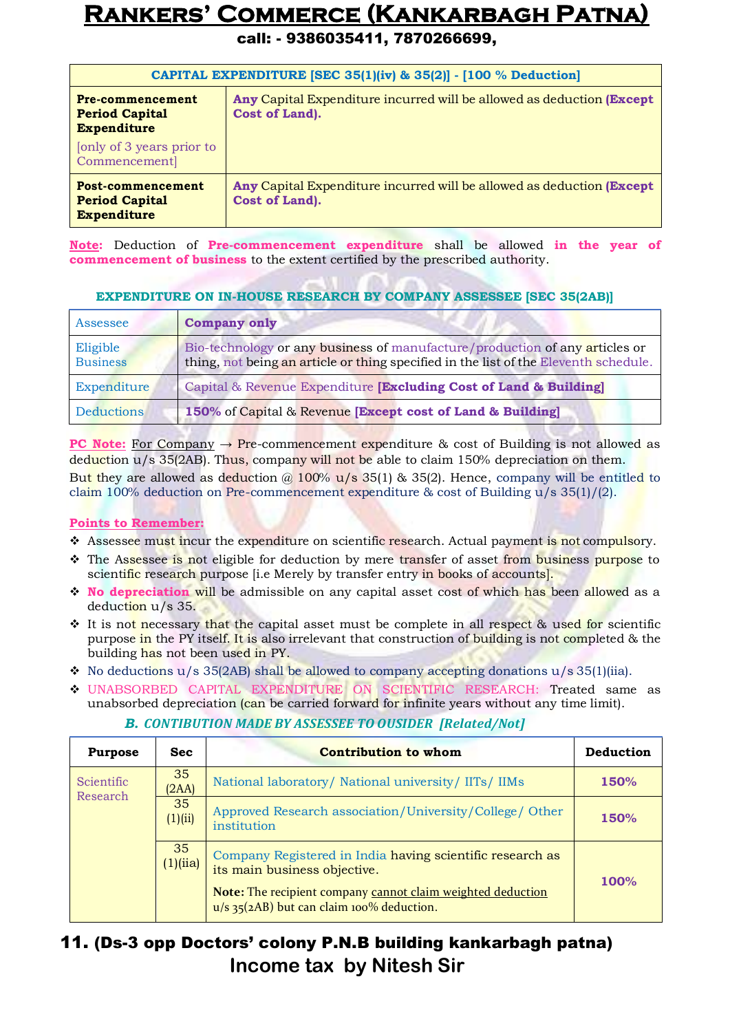| CAPITAL EXPENDITURE [SEC 35(1)(iv) & 35(2)] - [100 % Deduction] | |
|---|---|
| **Pre-commencement Period Capital Expenditure** [only of 3 years prior to Commencement] | **Any** Capital Expenditure incurred will be allowed as deduction **(Except Cost of Land).** |
| **Post-commencement Period Capital Expenditure** | **Any** Capital Expenditure incurred will be allowed as deduction **(Except Cost of Land).** |

**Note:** Deduction of **Pre-commencement expenditure** shall be allowed **in the year of commencement of business** to the extent certified by the prescribed authority.

### EXPENDITURE ON IN-HOUSE RESEARCH BY COMPANY ASSESSEE [SEC 35(2AB)]

| Assessee | **Company only** |
|---|---|
| Eligible Business | Bio-technology or any business of manufacture/production of any articles or thing, not being an article or thing specified in the list of the Eleventh schedule. |
| Expenditure | Capital & Revenue Expenditure **[Excluding Cost of Land & Building]** |
| Deductions | **150%** of Capital & Revenue **[Except cost of Land & Building]** |

**PC Note:** For Company → Pre-commencement expenditure & cost of Building is not allowed as deduction u/s 35(2AB). Thus, company will not be able to claim 150% depreciation on them.
But they are allowed as deduction @ 100% u/s 35(1) & 35(2). Hence, company will be entitled to claim 100% deduction on Pre-commencement expenditure & cost of Building u/s 35(1)/(2).

**Points to Remember:**

- Assessee must incur the expenditure on scientific research. Actual payment is not compulsory.
- The Assessee is not eligible for deduction by mere transfer of asset from business purpose to scientific research purpose [i.e Merely by transfer entry in books of accounts].
- **No depreciation** will be admissible on any capital asset cost of which has been allowed as a deduction u/s 35.
- It is not necessary that the capital asset must be complete in all respect & used for scientific purpose in the PY itself. It is also irrelevant that construction of building is not completed & the building has not been used in PY.
- No deductions u/s 35(2AB) shall be allowed to company accepting donations u/s 35(1)(iia).
- UNABSORBED CAPITAL EXPENDITURE ON SCIENTIFIC RESEARCH: Treated same as unabsorbed depreciation (can be carried forward for infinite years without any time limit).

### *B. CONTIBUTION MADE BY ASSESSEE TO OUSIDER [Related/Not]*

| Purpose | Sec | Contribution to whom | Deduction |
|---|---|---|---|
| Scientific Research | 35 (2AA) | National laboratory/ National university/ IITs/ IIMs | **150%** |
| | 35 (1)(ii) | Approved Research association/University/College/ Other institution | **150%** |
| | 35 (1)(iia) | Company Registered in India having scientific research as its main business objective.<br>**Note:** The recipient company cannot claim weighted deduction u/s 35(2AB) but can claim 100% deduction. | **100%** |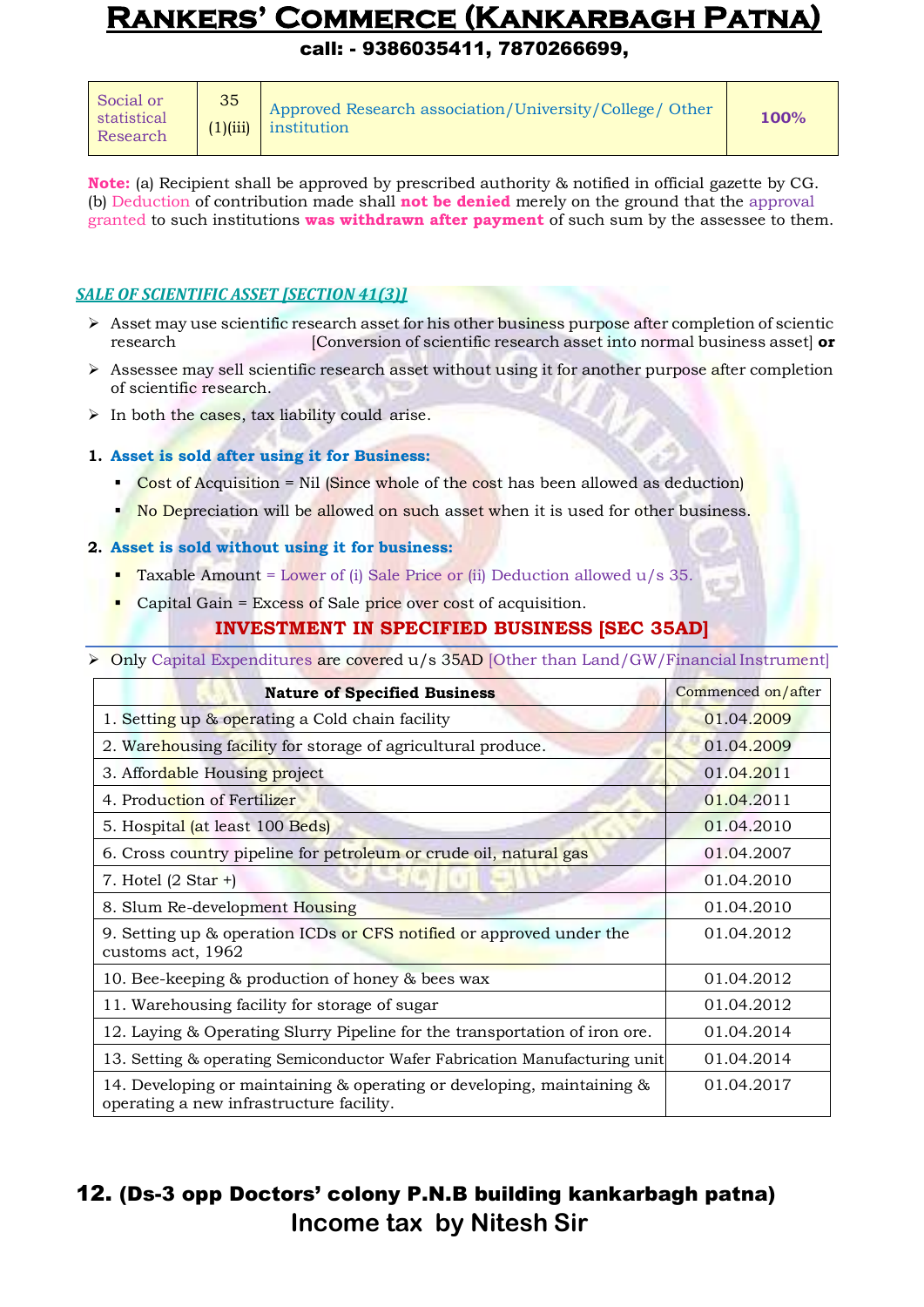| Social or statistical Research | 35 (1)(iii) | Approved Research association/University/College/ Other institution | 100% |
|---|---|---|---|

**Note:** (a) Recipient shall be approved by prescribed authority & notified in official gazette by CG.
(b) Deduction of contribution made shall **not be denied** merely on the ground that the approval granted to such institutions **was withdrawn after payment** of such sum by the assessee to them.

## *SALE OF SCIENTIFIC ASSET [SECTION 41(3)]*

- Asset may use scientific research asset for his other business purpose after completion of scientic research [Conversion of scientific research asset into normal business asset] **or**
- Assessee may sell scientific research asset without using it for another purpose after completion of scientific research.
- In both the cases, tax liability could arise.

1. **Asset is sold after using it for Business:**
   - Cost of Acquisition = Nil (Since whole of the cost has been allowed as deduction)
   - No Depreciation will be allowed on such asset when it is used for other business.
2. **Asset is sold without using it for business:**
   - Taxable Amount = Lower of (i) Sale Price or (ii) Deduction allowed u/s 35.
   - Capital Gain = Excess of Sale price over cost of acquisition.

## INVESTMENT IN SPECIFIED BUSINESS [SEC 35AD]

- Only Capital Expenditures are covered u/s 35AD [Other than Land/GW/Financial Instrument]

| Nature of Specified Business | Commenced on/after |
|---|---|
| 1. Setting up & operating a Cold chain facility | 01.04.2009 |
| 2. Warehousing facility for storage of agricultural produce. | 01.04.2009 |
| 3. Affordable Housing project | 01.04.2011 |
| 4. Production of Fertilizer | 01.04.2011 |
| 5. Hospital (at least 100 Beds) | 01.04.2010 |
| 6. Cross country pipeline for petroleum or crude oil, natural gas | 01.04.2007 |
| 7. Hotel (2 Star +) | 01.04.2010 |
| 8. Slum Re-development Housing | 01.04.2010 |
| 9. Setting up & operation ICDs or CFS notified or approved under the customs act, 1962 | 01.04.2012 |
| 10. Bee-keeping & production of honey & bees wax | 01.04.2012 |
| 11. Warehousing facility for storage of sugar | 01.04.2012 |
| 12. Laying & Operating Slurry Pipeline for the transportation of iron ore. | 01.04.2014 |
| 13. Setting & operating Semiconductor Wafer Fabrication Manufacturing unit | 01.04.2014 |
| 14. Developing or maintaining & operating or developing, maintaining & operating a new infrastructure facility. | 01.04.2017 |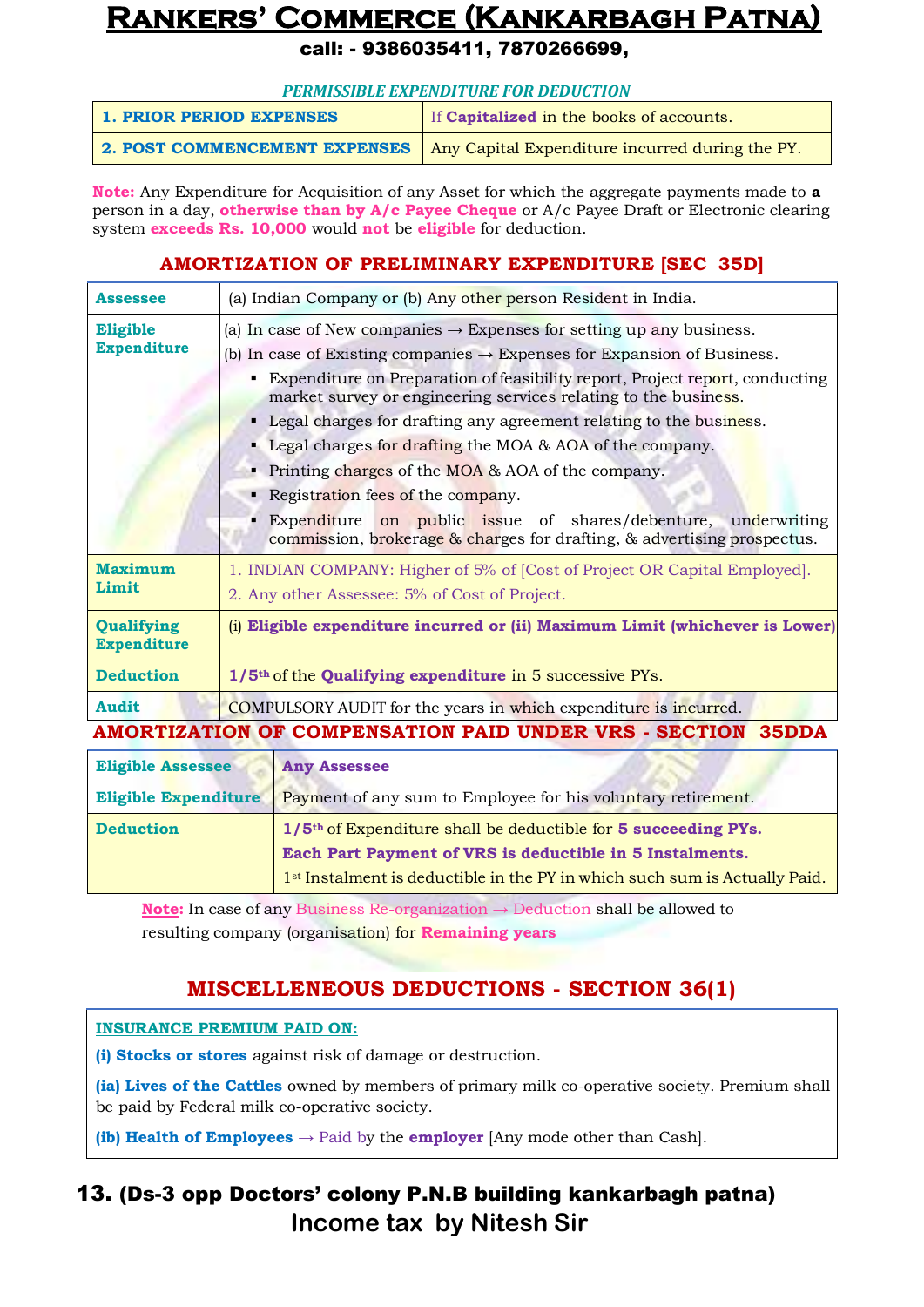*PERMISSIBLE EXPENDITURE FOR DEDUCTION*

| | |
|---|---|
| **1. PRIOR PERIOD EXPENSES** | If **Capitalized** in the books of accounts. |
| **2. POST COMMENCEMENT EXPENSES** | Any Capital Expenditure incurred during the PY. |

**Note:** Any Expenditure for Acquisition of any Asset for which the aggregate payments made to **a** person in a day, **otherwise than by A/c Payee Cheque** or A/c Payee Draft or Electronic clearing system **exceeds Rs. 10,000** would **not** be **eligible** for deduction.

## AMORTIZATION OF PRELIMINARY EXPENDITURE [SEC 35D]

| | |
|---|---|
| **Assessee** | (a) Indian Company or (b) Any other person Resident in India. |
| **Eligible Expenditure** | (a) In case of New companies → Expenses for setting up any business.<br>(b) In case of Existing companies → Expenses for Expansion of Business.<br>▪ Expenditure on Preparation of feasibility report, Project report, conducting market survey or engineering services relating to the business.<br>▪ Legal charges for drafting any agreement relating to the business.<br>▪ Legal charges for drafting the MOA & AOA of the company.<br>▪ Printing charges of the MOA & AOA of the company.<br>▪ Registration fees of the company.<br>▪ Expenditure on public issue of shares/debenture, underwriting commission, brokerage & charges for drafting, & advertising prospectus. |
| **Maximum Limit** | 1. INDIAN COMPANY: Higher of 5% of [Cost of Project OR Capital Employed].<br>2. Any other Assessee: 5% of Cost of Project. |
| **Qualifying Expenditure** | (i) **Eligible expenditure incurred or (ii) Maximum Limit (whichever is Lower)** |
| **Deduction** | **1/5th** of the **Qualifying expenditure** in 5 successive PYs. |
| **Audit** | COMPULSORY AUDIT for the years in which expenditure is incurred. |

## AMORTIZATION OF COMPENSATION PAID UNDER VRS - SECTION 35DDA

| | |
|---|---|
| **Eligible Assessee** | **Any Assessee** |
| **Eligible Expenditure** | Payment of any sum to Employee for his voluntary retirement. |
| **Deduction** | **1/5th** of Expenditure shall be deductible for **5 succeeding PYs.**<br>**Each Part Payment of VRS is deductible in 5 Instalments.**<br>1st Instalment is deductible in the PY in which such sum is Actually Paid. |

**Note:** In case of any Business Re-organization → Deduction shall be allowed to resulting company (organisation) for **Remaining years**

## MISCELLENEOUS DEDUCTIONS - SECTION 36(1)

**INSURANCE PREMIUM PAID ON:**

**(i) Stocks or stores** against risk of damage or destruction.

**(ia) Lives of the Cattles** owned by members of primary milk co-operative society. Premium shall be paid by Federal milk co-operative society.

**(ib) Health of Employees** → Paid by the **employer** [Any mode other than Cash].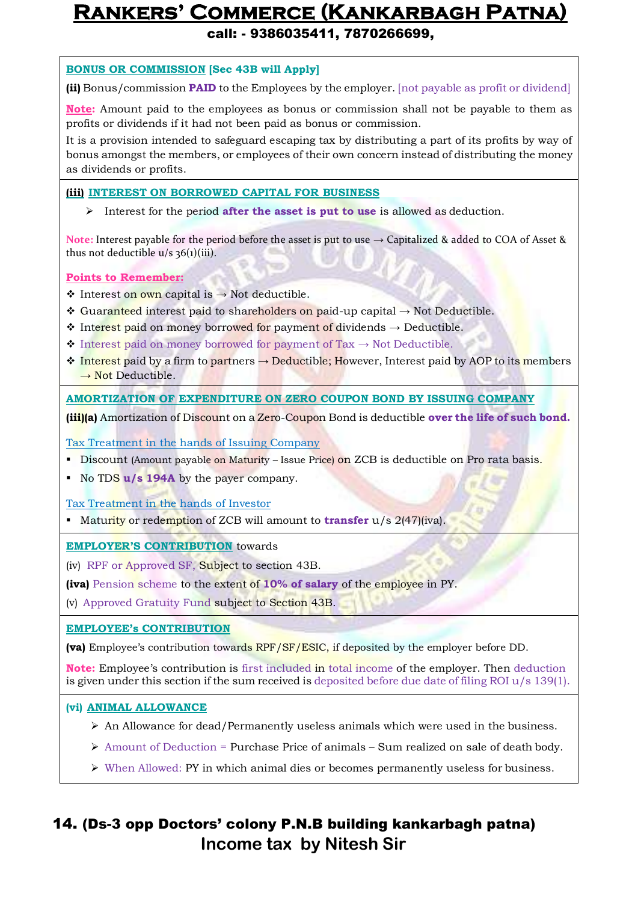**BONUS OR COMMISSION [Sec 43B will Apply]**

**(ii)** Bonus/commission **PAID** to the Employees by the employer. [not payable as profit or dividend]

**Note:** Amount paid to the employees as bonus or commission shall not be payable to them as profits or dividends if it had not been paid as bonus or commission.

It is a provision intended to safeguard escaping tax by distributing a part of its profits by way of bonus amongst the members, or employees of their own concern instead of distributing the money as dividends or profits.

**(iii) INTEREST ON BORROWED CAPITAL FOR BUSINESS**

- Interest for the period **after the asset is put to use** is allowed as deduction.

**Note:** Interest payable for the period before the asset is put to use → Capitalized & added to COA of Asset & thus not deductible u/s 36(1)(iii).

**Points to Remember:**

- Interest on own capital is → Not deductible.
- Guaranteed interest paid to shareholders on paid-up capital → Not Deductible.
- Interest paid on money borrowed for payment of dividends → Deductible.
- Interest paid on money borrowed for payment of Tax → Not Deductible.
- Interest paid by a firm to partners → Deductible; However, Interest paid by AOP to its members → Not Deductible.

**AMORTIZATION OF EXPENDITURE ON ZERO COUPON BOND BY ISSUING COMPANY**

**(iii)(a)** Amortization of Discount on a Zero-Coupon Bond is deductible **over the life of such bond.**

Tax Treatment in the hands of Issuing Company

- Discount (Amount payable on Maturity – Issue Price) on ZCB is deductible on Pro rata basis.
- No TDS **u/s 194A** by the payer company.

Tax Treatment in the hands of Investor

- Maturity or redemption of ZCB will amount to **transfer** u/s 2(47)(iva).

**EMPLOYER'S CONTRIBUTION** towards

(iv) RPF or Approved SF, Subject to section 43B.

**(iva)** Pension scheme to the extent of **10% of salary** of the employee in PY.

(v) Approved Gratuity Fund subject to Section 43B.

**EMPLOYEE's CONTRIBUTION**

**(va)** Employee's contribution towards RPF/SF/ESIC, if deposited by the employer before DD.

**Note:** Employee's contribution is first included in total income of the employer. Then deduction is given under this section if the sum received is deposited before due date of filing ROI u/s 139(1).

**(vi) ANIMAL ALLOWANCE**

- An Allowance for dead/Permanently useless animals which were used in the business.
- Amount of Deduction = Purchase Price of animals – Sum realized on sale of death body.
- When Allowed: PY in which animal dies or becomes permanently useless for business.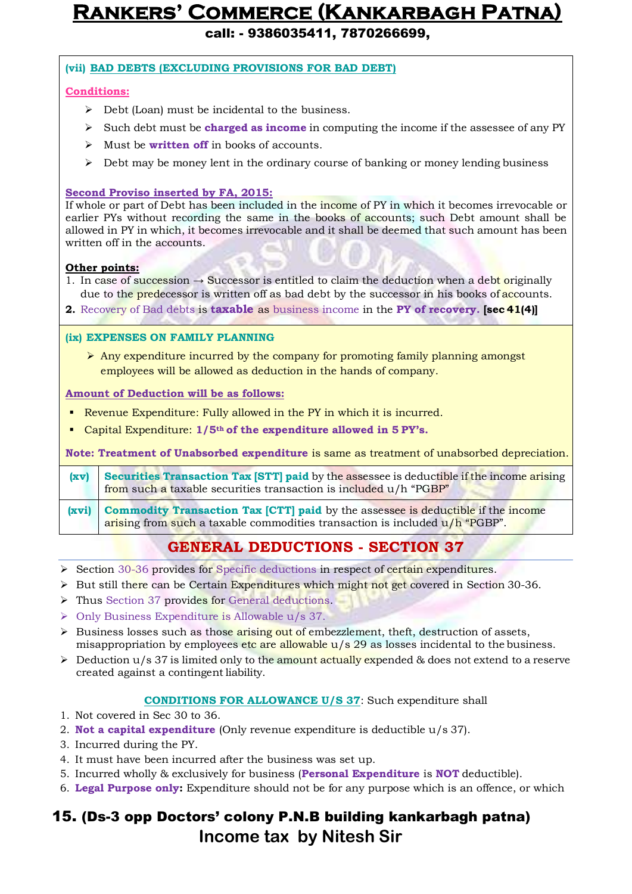### (vii) BAD DEBTS (EXCLUDING PROVISIONS FOR BAD DEBT)

**Conditions:**

- Debt (Loan) must be incidental to the business.
- Such debt must be **charged as income** in computing the income if the assessee of any PY
- Must be **written off** in books of accounts.
- Debt may be money lent in the ordinary course of banking or money lending business

**Second Proviso inserted by FA, 2015:**
If whole or part of Debt has been included in the income of PY in which it becomes irrevocable or earlier PYs without recording the same in the books of accounts; such Debt amount shall be allowed in PY in which, it becomes irrevocable and it shall be deemed that such amount has been written off in the accounts.

**Other points:**

1. In case of succession → Successor is entitled to claim the deduction when a debt originally due to the predecessor is written off as bad debt by the successor in his books of accounts.
2. Recovery of Bad debts is **taxable** as business income in the **PY of recovery. [sec 41(4)]**

### (ix) EXPENSES ON FAMILY PLANNING

- Any expenditure incurred by the company for promoting family planning amongst employees will be allowed as deduction in the hands of company.

**Amount of Deduction will be as follows:**

- Revenue Expenditure: Fully allowed in the PY in which it is incurred.
- Capital Expenditure: **1/5th of the expenditure allowed in 5 PY's.**

**Note: Treatment of Unabsorbed expenditure** is same as treatment of unabsorbed depreciation.

| | |
|---|---|
| (xv) | **Securities Transaction Tax [STT] paid** by the assessee is deductible if the income arising from such a taxable securities transaction is included u/h "PGBP" |
| (xvi) | **Commodity Transaction Tax [CTT] paid** by the assessee is deductible if the income arising from such a taxable commodities transaction is included u/h "PGBP". |

## GENERAL DEDUCTIONS - SECTION 37

- Section 30-36 provides for Specific deductions in respect of certain expenditures.
- But still there can be Certain Expenditures which might not get covered in Section 30-36.
- Thus Section 37 provides for General deductions.
- Only Business Expenditure is Allowable u/s 37.
- Business losses such as those arising out of embezzlement, theft, destruction of assets, misappropriation by employees etc are allowable u/s 29 as losses incidental to the business.
- Deduction u/s 37 is limited only to the amount actually expended & does not extend to a reserve created against a contingent liability.

**CONDITIONS FOR ALLOWANCE U/S 37**: Such expenditure shall

1. Not covered in Sec 30 to 36.
2. **Not a capital expenditure** (Only revenue expenditure is deductible u/s 37).
3. Incurred during the PY.
4. It must have been incurred after the business was set up.
5. Incurred wholly & exclusively for business (**Personal Expenditure** is **NOT** deductible).
6. **Legal Purpose only:** Expenditure should not be for any purpose which is an offence, or which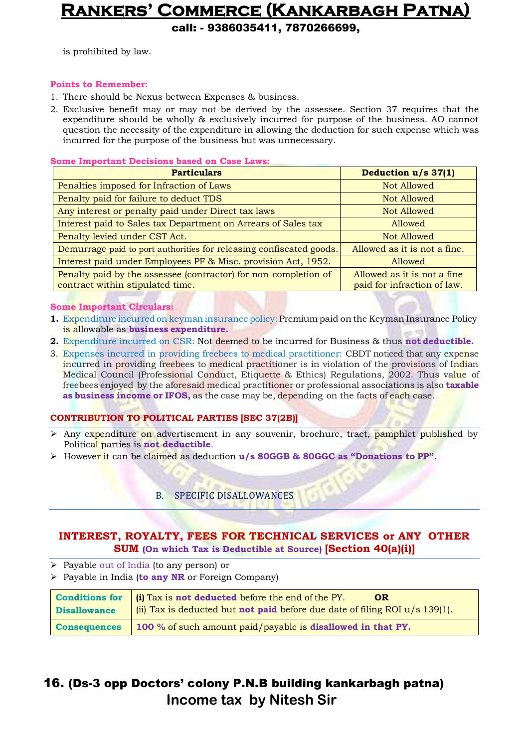is prohibited by law.

**Points to Remember:**

1. There should be Nexus between Expenses & business.
2. Exclusive benefit may or may not be derived by the assessee. Section 37 requires that the expenditure should be wholly & exclusively incurred for purpose of the business. AO cannot question the necessity of the expenditure in allowing the deduction for such expense which was incurred for the purpose of the business but was unnecessary.

**Some Important Decisions based on Case Laws:**

| Particulars | Deduction u/s 37(1) |
|---|---|
| Penalties imposed for Infraction of Laws | Not Allowed |
| Penalty paid for failure to deduct TDS | Not Allowed |
| Any interest or penalty paid under Direct tax laws | Not Allowed |
| Interest paid to Sales tax Department on Arrears of Sales tax | Allowed |
| Penalty levied under CST Act. | Not Allowed |
| Demurrage paid to port authorities for releasing confiscated goods. | Allowed as it is not a fine. |
| Interest paid under Employees PF & Misc. provision Act, 1952. | Allowed |
| Penalty paid by the assessee (contractor) for non-completion of contract within stipulated time. | Allowed as it is not a fine paid for infraction of law. |

**Some Important Circulars:**

1. Expenditure incurred on keyman insurance policy: Premium paid on the Keyman Insurance Policy is allowable as **business expenditure.**
2. Expenditure incurred on CSR: Not deemed to be incurred for Business & thus **not deductible.**
3. Expenses incurred in providing freebees to medical practitioner: CBDT noticed that any expense incurred in providing freebees to medical practitioner is in violation of the provisions of Indian Medical Council (Professional Conduct, Etiquette & Ethics) Regulations, 2002. Thus value of freebees enjoyed by the aforesaid medical practitioner or professional associations is also **taxable as business income or IFOS,** as the case may be, depending on the facts of each case.

## CONTRIBUTION TO POLITICAL PARTIES [SEC 37(2B)]

- Any expenditure on advertisement in any souvenir, brochure, tract, pamphlet published by Political parties is **not deductible**.
- However it can be claimed as deduction **u/s 80GGB & 80GGC as "Donations to PP".**

## B. SPECIFIC DISALLOWANCES

## INTEREST, ROYALTY, FEES FOR TECHNICAL SERVICES or ANY OTHER SUM (On which Tax is Deductible at Source) [Section 40(a)(i)]

- Payable out of India (to any person) or
- Payable in India (**to any NR** or Foreign Company)

| Conditions for Disallowance | **(i)** Tax is **not deducted** before the end of the PY. **OR**<br>(ii) Tax is deducted but **not paid** before due date of filing ROI u/s 139(1). |
|---|---|
| Consequences | **100 %** of such amount paid/payable is **disallowed in that PY.** |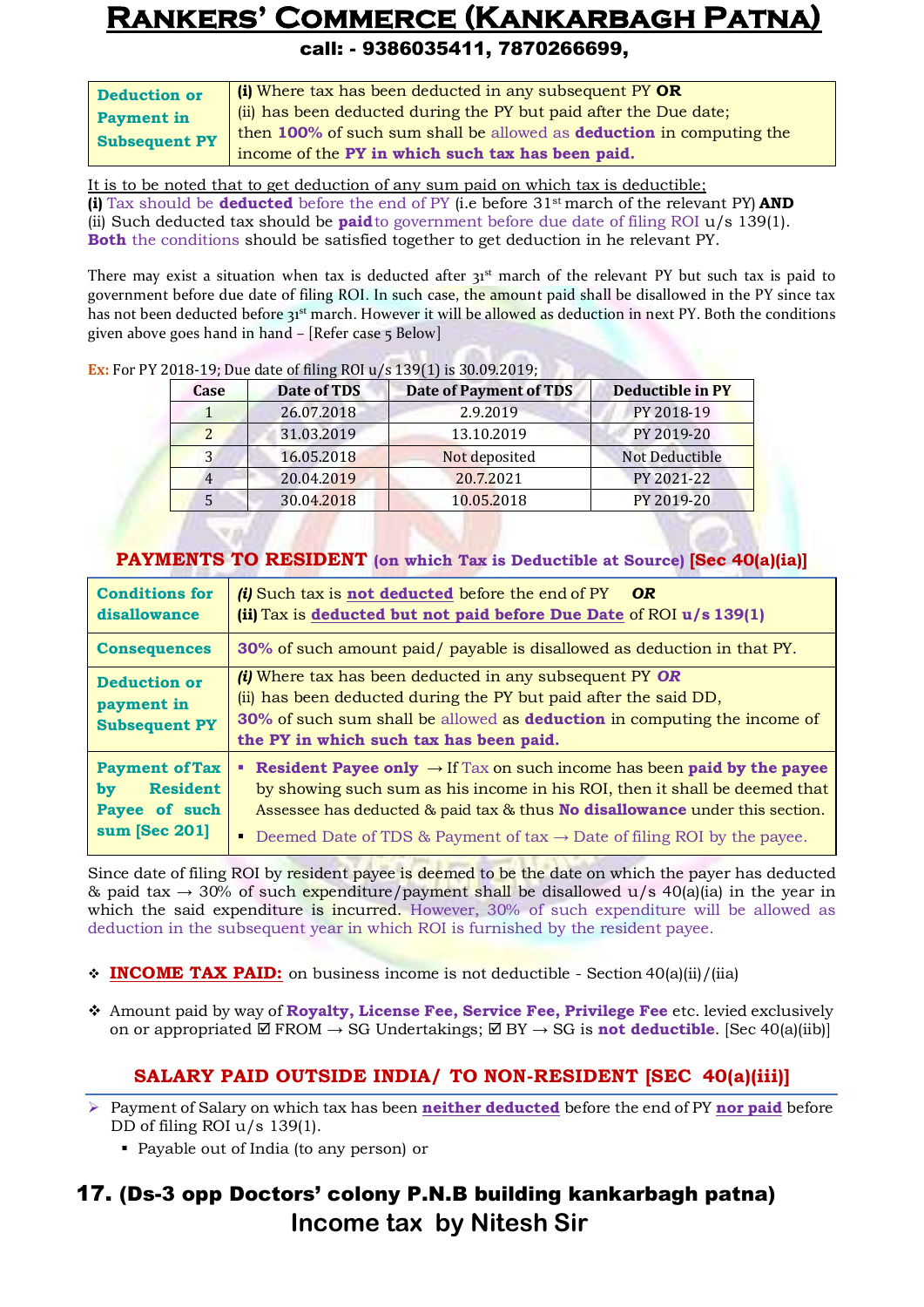| Deduction or Payment in Subsequent PY | **(i)** Where tax has been deducted in any subsequent PY **OR** (ii) has been deducted during the PY but paid after the Due date; then **100%** of such sum shall be allowed as **deduction** in computing the income of the **PY in which such tax has been paid.** |
|---|---|

It is to be noted that to get deduction of any sum paid on which tax is deductible;
**(i)** Tax should be **deducted** before the end of PY (i.e before 31st march of the relevant PY) **AND**
(ii) Such deducted tax should be **paid** to government before due date of filing ROI u/s 139(1).
**Both** the conditions should be satisfied together to get deduction in he relevant PY.

There may exist a situation when tax is deducted after 31st march of the relevant PY but such tax is paid to government before due date of filing ROI. In such case, the amount paid shall be disallowed in the PY since tax has not been deducted before 31st march. However it will be allowed as deduction in next PY. Both the conditions given above goes hand in hand – [Refer case 5 Below]

**Ex:** For PY 2018-19; Due date of filing ROI u/s 139(1) is 30.09.2019;

| Case | Date of TDS | Date of Payment of TDS | Deductible in PY |
|---|---|---|---|
| 1 | 26.07.2018 | 2.9.2019 | PY 2018-19 |
| 2 | 31.03.2019 | 13.10.2019 | PY 2019-20 |
| 3 | 16.05.2018 | Not deposited | Not Deductible |
| 4 | 20.04.2019 | 20.7.2021 | PY 2021-22 |
| 5 | 30.04.2018 | 10.05.2018 | PY 2019-20 |

## PAYMENTS TO RESIDENT (on which Tax is Deductible at Source) [Sec 40(a)(ia)]

| Conditions for disallowance | ***(i)*** Such tax is **not deducted** before the end of PY ***OR*** **(ii)** Tax is **deducted but not paid before Due Date** of ROI **u/s 139(1)** |
|---|---|
| Consequences | **30%** of such amount paid/ payable is disallowed as deduction in that PY. |
| Deduction or payment in Subsequent PY | ***(i)*** Where tax has been deducted in any subsequent PY ***OR*** (ii) has been deducted during the PY but paid after the said DD, **30%** of such sum shall be allowed as **deduction** in computing the income of **the PY in which such tax has been paid.** |
| Payment of Tax by Resident Payee of such sum [Sec 201] | ▪ **Resident Payee only** → If Tax on such income has been **paid by the payee** by showing such sum as his income in his ROI, then it shall be deemed that Assessee has deducted & paid tax & thus **No disallowance** under this section. ▪ Deemed Date of TDS & Payment of tax → Date of filing ROI by the payee. |

Since date of filing ROI by resident payee is deemed to be the date on which the payer has deducted & paid tax → 30% of such expenditure/payment shall be disallowed u/s 40(a)(ia) in the year in which the said expenditure is incurred. However, 30% of such expenditure will be allowed as deduction in the subsequent year in which ROI is furnished by the resident payee.

- **INCOME TAX PAID:** on business income is not deductible - Section 40(a)(ii)/(iia)
- Amount paid by way of **Royalty, License Fee, Service Fee, Privilege Fee** etc. levied exclusively on or appropriated ☑ FROM → SG Undertakings; ☑ BY → SG is **not deductible**. [Sec 40(a)(iib)]

## SALARY PAID OUTSIDE INDIA/ TO NON-RESIDENT [SEC 40(a)(iii)]

- Payment of Salary on which tax has been **neither deducted** before the end of PY **nor paid** before DD of filing ROI u/s 139(1).
  - Payable out of India (to any person) or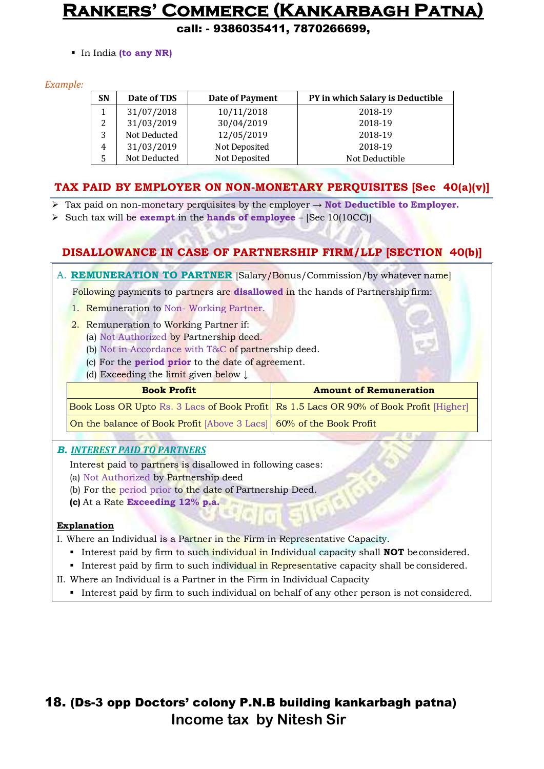- In India **(to any NR)**

*Example:*

| SN | Date of TDS | Date of Payment | PY in which Salary is Deductible |
|---|---|---|---|
| 1 | 31/07/2018 | 10/11/2018 | 2018-19 |
| 2 | 31/03/2019 | 30/04/2019 | 2018-19 |
| 3 | Not Deducted | 12/05/2019 | 2018-19 |
| 4 | 31/03/2019 | Not Deposited | 2018-19 |
| 5 | Not Deducted | Not Deposited | Not Deductible |

## TAX PAID BY EMPLOYER ON NON-MONETARY PERQUISITES [Sec 40(a)(v)]

- Tax paid on non-monetary perquisites by the employer → **Not Deductible to Employer.**
- Such tax will be **exempt** in the **hands of employee** – [Sec 10(10CC)]

## DISALLOWANCE IN CASE OF PARTNERSHIP FIRM/LLP [SECTION 40(b)]

A. **REMUNERATION TO PARTNER** [Salary/Bonus/Commission/by whatever name]

Following payments to partners are **disallowed** in the hands of Partnership firm:

1. Remuneration to Non- Working Partner.
2. Remuneration to Working Partner if:
   (a) Not Authorized by Partnership deed.
   (b) Not in Accordance with T&C of partnership deed.
   (c) For the **period prior** to the date of agreement.
   (d) Exceeding the limit given below ↓

| Book Profit | Amount of Remuneration |
|---|---|
| Book Loss OR Upto Rs. 3 Lacs of Book Profit | Rs 1.5 Lacs OR 90% of Book Profit [Higher] |
| On the balance of Book Profit [Above 3 Lacs] | 60% of the Book Profit |

***B. INTEREST PAID TO PARTNERS***

Interest paid to partners is disallowed in following cases:
(a) Not Authorized by Partnership deed
(b) For the period prior to the date of Partnership Deed.
**(c)** At a Rate **Exceeding 12% p.a.**

**Explanation**

I. Where an Individual is a Partner in the Firm in Representative Capacity.
   - Interest paid by firm to such individual in Individual capacity shall **NOT** be considered.
   - Interest paid by firm to such individual in Representative capacity shall be considered.

II. Where an Individual is a Partner in the Firm in Individual Capacity
   - Interest paid by firm to such individual on behalf of any other person is not considered.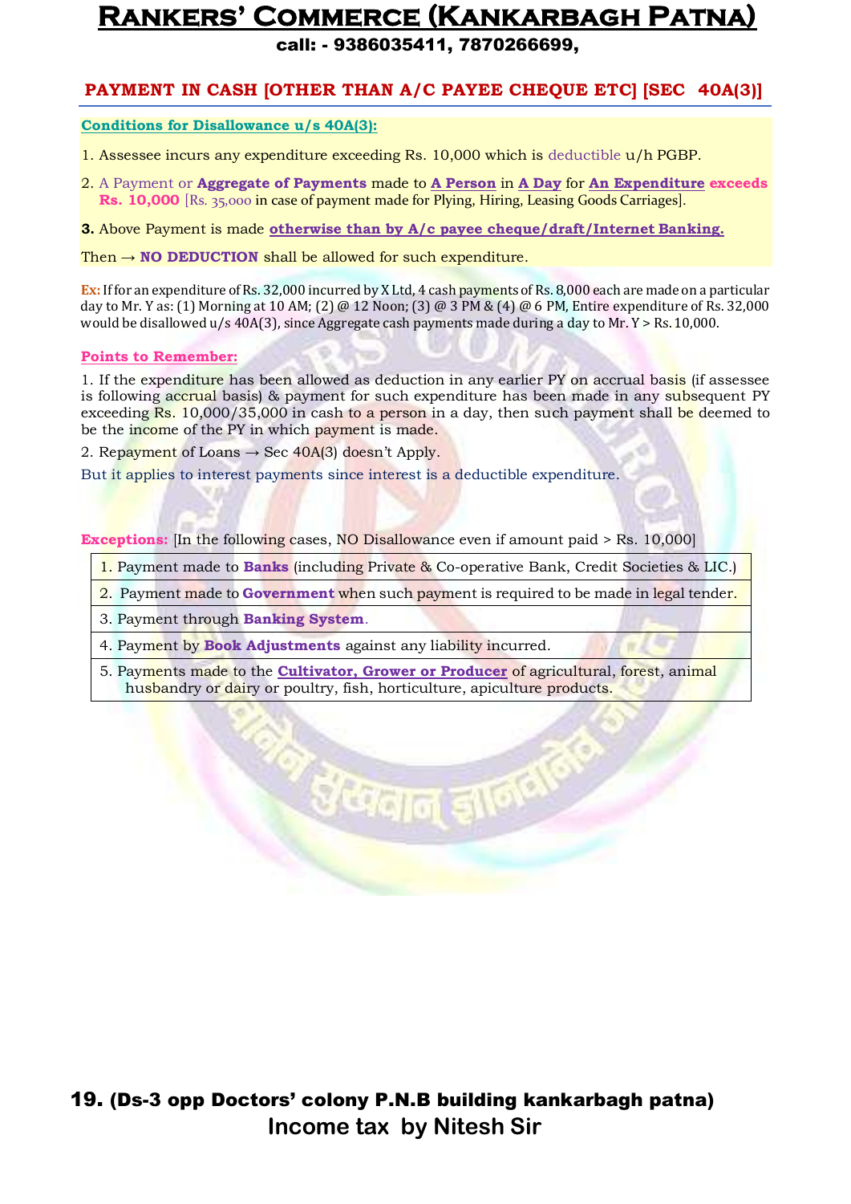## PAYMENT IN CASH [OTHER THAN A/C PAYEE CHEQUE ETC] [SEC 40A(3)]

**Conditions for Disallowance u/s 40A(3):**

1. Assessee incurs any expenditure exceeding Rs. 10,000 which is deductible u/h PGBP.
2. A Payment or **Aggregate of Payments** made to **A Person** in **A Day** for **An Expenditure** **exceeds Rs. 10,000** [Rs. 35,000 in case of payment made for Plying, Hiring, Leasing Goods Carriages].
3. Above Payment is made **otherwise than by A/c payee cheque/draft/Internet Banking.**

Then → **NO DEDUCTION** shall be allowed for such expenditure.

**Ex:** If for an expenditure of Rs. 32,000 incurred by X Ltd, 4 cash payments of Rs. 8,000 each are made on a particular day to Mr. Y as: (1) Morning at 10 AM; (2) @ 12 Noon; (3) @ 3 PM & (4) @ 6 PM, Entire expenditure of Rs. 32,000 would be disallowed u/s 40A(3), since Aggregate cash payments made during a day to Mr. Y > Rs. 10,000.

**Points to Remember:**

1. If the expenditure has been allowed as deduction in any earlier PY on accrual basis (if assessee is following accrual basis) & payment for such expenditure has been made in any subsequent PY exceeding Rs. 10,000/35,000 in cash to a person in a day, then such payment shall be deemed to be the income of the PY in which payment is made.
2. Repayment of Loans → Sec 40A(3) doesn't Apply.

But it applies to interest payments since interest is a deductible expenditure.

**Exceptions:** [In the following cases, NO Disallowance even if amount paid > Rs. 10,000]

| |
|---|
| 1. Payment made to **Banks** (including Private & Co-operative Bank, Credit Societies & LIC.) |
| 2. Payment made to **Government** when such payment is required to be made in legal tender. |
| 3. Payment through **Banking System**. |
| 4. Payment by **Book Adjustments** against any liability incurred. |
| 5. Payments made to the **Cultivator, Grower or Producer** of agricultural, forest, animal husbandry or dairy or poultry, fish, horticulture, apiculture products. |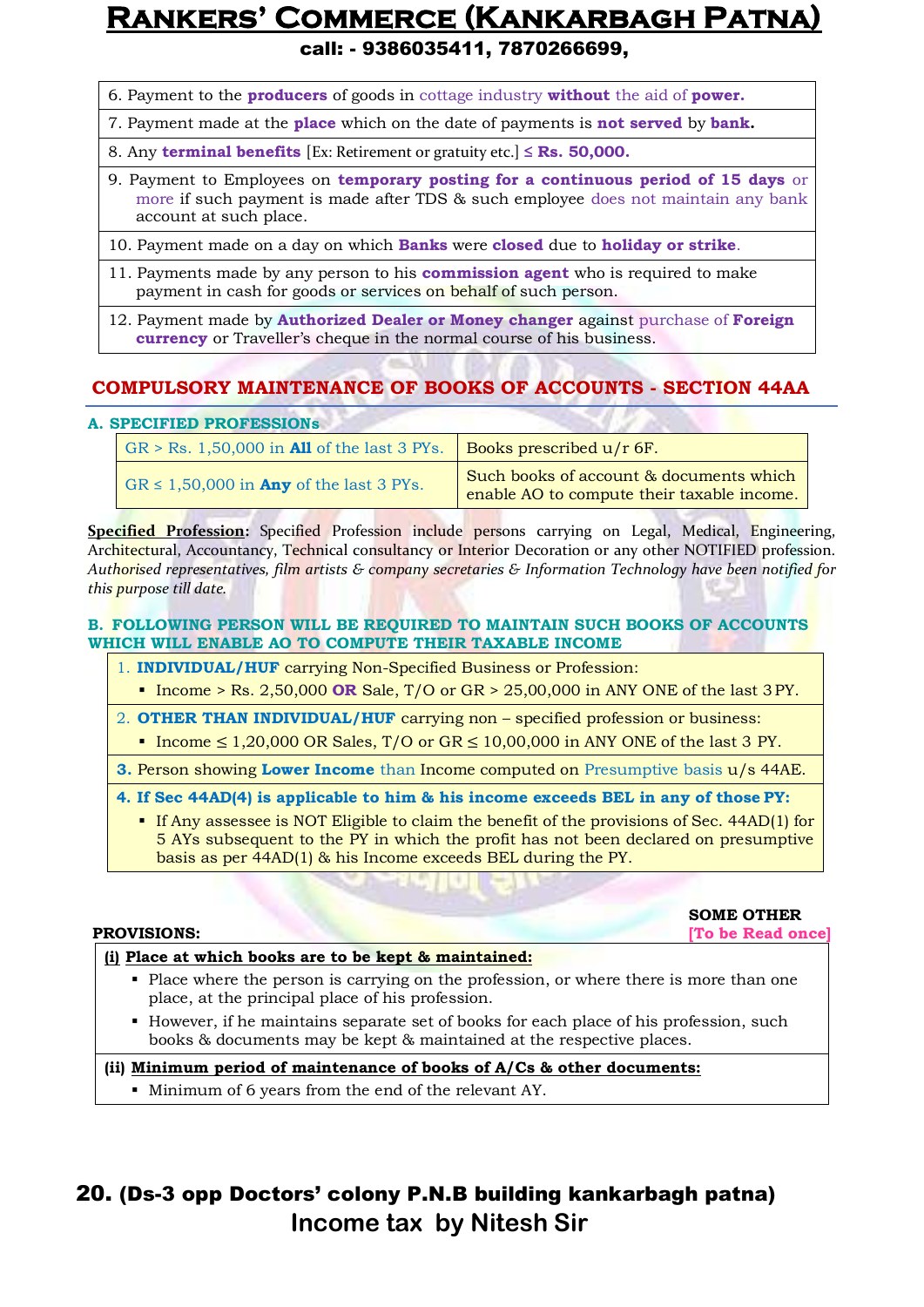| |
|---|
| 6. Payment to the **producers** of goods in cottage industry **without** the aid of **power.** |
| 7. Payment made at the **place** which on the date of payments is **not served** by **bank.** |
| 8. Any **terminal benefits** [Ex: Retirement or gratuity etc.] ≤ **Rs. 50,000.** |
| 9. Payment to Employees on **temporary posting for a continuous period of 15 days** or more if such payment is made after TDS & such employee does not maintain any bank account at such place. |
| 10. Payment made on a day on which **Banks** were **closed** due to **holiday or strike**. |
| 11. Payments made by any person to his **commission agent** who is required to make payment in cash for goods or services on behalf of such person. |
| 12. Payment made by **Authorized Dealer or Money changer** against purchase of **Foreign currency** or Traveller's cheque in the normal course of his business. |

## COMPULSORY MAINTENANCE OF BOOKS OF ACCOUNTS - SECTION 44AA

### A. SPECIFIED PROFESSIONs

| | |
|---|---|
| GR > Rs. 1,50,000 in **All** of the last 3 PYs. | Books prescribed u/r 6F. |
| GR ≤ 1,50,000 in **Any** of the last 3 PYs. | Such books of account & documents which enable AO to compute their taxable income. |

**Specified Profession:** Specified Profession include persons carrying on Legal, Medical, Engineering, Architectural, Accountancy, Technical consultancy or Interior Decoration or any other NOTIFIED profession. *Authorised representatives, film artists & company secretaries & Information Technology have been notified for this purpose till date.*

### B. FOLLOWING PERSON WILL BE REQUIRED TO MAINTAIN SUCH BOOKS OF ACCOUNTS WHICH WILL ENABLE AO TO COMPUTE THEIR TAXABLE INCOME

1. **INDIVIDUAL/HUF** carrying Non-Specified Business or Profession:
   - Income > Rs. 2,50,000 **OR** Sale, T/O or GR > 25,00,000 in ANY ONE of the last 3 PY.
2. **OTHER THAN INDIVIDUAL/HUF** carrying non – specified profession or business:
   - Income ≤ 1,20,000 OR Sales, T/O or GR ≤ 10,00,000 in ANY ONE of the last 3 PY.
3. Person showing **Lower Income** than Income computed on Presumptive basis u/s 44AE.
4. **If Sec 44AD(4) is applicable to him & his income exceeds BEL in any of those PY:**
   - If Any assessee is NOT Eligible to claim the benefit of the provisions of Sec. 44AD(1) for 5 AYs subsequent to the PY in which the profit has not been declared on presumptive basis as per 44AD(1) & his Income exceeds BEL during the PY.

**SOME OTHER PROVISIONS:** [To be Read once]

**(i) Place at which books are to be kept & maintained:**
- Place where the person is carrying on the profession, or where there is more than one place, at the principal place of his profession.
- However, if he maintains separate set of books for each place of his profession, such books & documents may be kept & maintained at the respective places.

**(ii) Minimum period of maintenance of books of A/Cs & other documents:**
- Minimum of 6 years from the end of the relevant AY.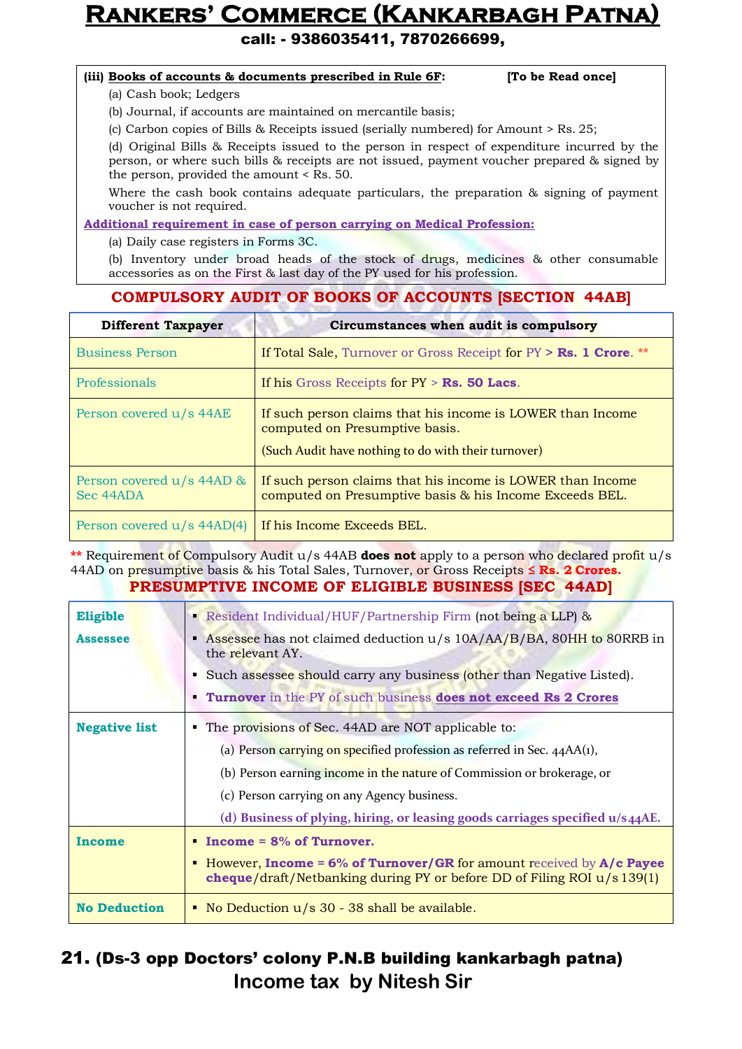**(iii) Books of accounts & documents prescribed in Rule 6F:** **[To be Read once]**

(a) Cash book; Ledgers

(b) Journal, if accounts are maintained on mercantile basis;

(c) Carbon copies of Bills & Receipts issued (serially numbered) for Amount > Rs. 25;

(d) Original Bills & Receipts issued to the person in respect of expenditure incurred by the person, or where such bills & receipts are not issued, payment voucher prepared & signed by the person, provided the amount < Rs. 50.

Where the cash book contains adequate particulars, the preparation & signing of payment voucher is not required.

**Additional requirement in case of person carrying on Medical Profession:**

(a) Daily case registers in Forms 3C.

(b) Inventory under broad heads of the stock of drugs, medicines & other consumable accessories as on the First & last day of the PY used for his profession.

## COMPULSORY AUDIT OF BOOKS OF ACCOUNTS [SECTION 44AB]

| Different Taxpayer | Circumstances when audit is compulsory |
|---|---|
| Business Person | If Total Sale, Turnover or Gross Receipt for PY **> Rs. 1 Crore**. ** |
| Professionals | If his Gross Receipts for PY **> Rs. 50 Lacs**. |
| Person covered u/s 44AE | If such person claims that his income is LOWER than Income computed on Presumptive basis. (Such Audit have nothing to do with their turnover) |
| Person covered u/s 44AD & Sec 44ADA | If such person claims that his income is LOWER than Income computed on Presumptive basis & his Income Exceeds BEL. |
| Person covered u/s 44AD(4) | If his Income Exceeds BEL. |

** Requirement of Compulsory Audit u/s 44AB **does not** apply to a person who declared profit u/s 44AD on presumptive basis & his Total Sales, Turnover, or Gross Receipts **≤ Rs. 2 Crores.**

## PRESUMPTIVE INCOME OF ELIGIBLE BUSINESS [SEC 44AD]

| | |
|---|---|
| **Eligible Assessee** | ▪ Resident Individual/HUF/Partnership Firm (not being a LLP) & <br> ▪ Assessee has not claimed deduction u/s 10A/AA/B/BA, 80HH to 80RRB in the relevant AY. <br> ▪ Such assessee should carry any business (other than Negative Listed). <br> ▪ **Turnover** in the PY of such business **does not exceed Rs 2 Crores** |
| **Negative list** | ▪ The provisions of Sec. 44AD are NOT applicable to: <br> (a) Person carrying on specified profession as referred in Sec. 44AA(1), <br> (b) Person earning income in the nature of Commission or brokerage, or <br> (c) Person carrying on any Agency business. <br> **(d) Business of plying, hiring, or leasing goods carriages specified u/s44AE.** |
| **Income** | ▪ **Income = 8% of Turnover.** <br> ▪ However, **Income = 6% of Turnover/GR** for amount received by **A/c Payee cheque**/draft/Netbanking during PY or before DD of Filing ROI u/s 139(1) |
| **No Deduction** | ▪ No Deduction u/s 30 - 38 shall be available. |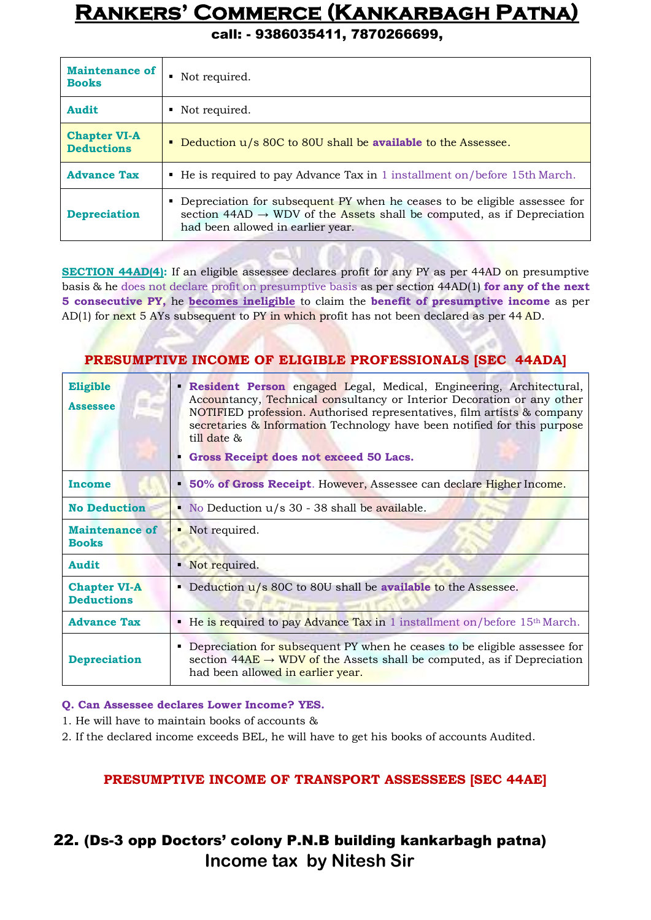| Maintenance of Books | ▪ Not required. |
|---|---|
| Audit | ▪ Not required. |
| Chapter VI-A Deductions | ▪ Deduction u/s 80C to 80U shall be **available** to the Assessee. |
| Advance Tax | ▪ He is required to pay Advance Tax in 1 installment on/before 15th March. |
| Depreciation | ▪ Depreciation for subsequent PY when he ceases to be eligible assessee for section 44AD → WDV of the Assets shall be computed, as if Depreciation had been allowed in earlier year. |

**SECTION 44AD(4):** If an eligible assessee declares profit for any PY as per 44AD on presumptive basis & he does not declare profit on presumptive basis as per section 44AD(1) **for any of the next 5 consecutive PY,** he **becomes ineligible** to claim the **benefit of presumptive income** as per AD(1) for next 5 AYs subsequent to PY in which profit has not been declared as per 44 AD.

## PRESUMPTIVE INCOME OF ELIGIBLE PROFESSIONALS [SEC 44ADA]

| Eligible Assessee | ▪ **Resident Person** engaged Legal, Medical, Engineering, Architectural, Accountancy, Technical consultancy or Interior Decoration or any other NOTIFIED profession. Authorised representatives, film artists & company secretaries & Information Technology have been notified for this purpose till date & <br> ▪ **Gross Receipt does not exceed 50 Lacs.** |
|---|---|
| Income | ▪ **50% of Gross Receipt**. However, Assessee can declare Higher Income. |
| No Deduction | ▪ No Deduction u/s 30 - 38 shall be available. |
| Maintenance of Books | ▪ Not required. |
| Audit | ▪ Not required. |
| Chapter VI-A Deductions | ▪ Deduction u/s 80C to 80U shall be **available** to the Assessee. |
| Advance Tax | ▪ He is required to pay Advance Tax in 1 installment on/before 15th March. |
| Depreciation | ▪ Depreciation for subsequent PY when he ceases to be eligible assessee for section 44AE → WDV of the Assets shall be computed, as if Depreciation had been allowed in earlier year. |

**Q. Can Assessee declares Lower Income? YES.**

1. He will have to maintain books of accounts &
2. If the declared income exceeds BEL, he will have to get his books of accounts Audited.

## PRESUMPTIVE INCOME OF TRANSPORT ASSESSEES [SEC 44AE]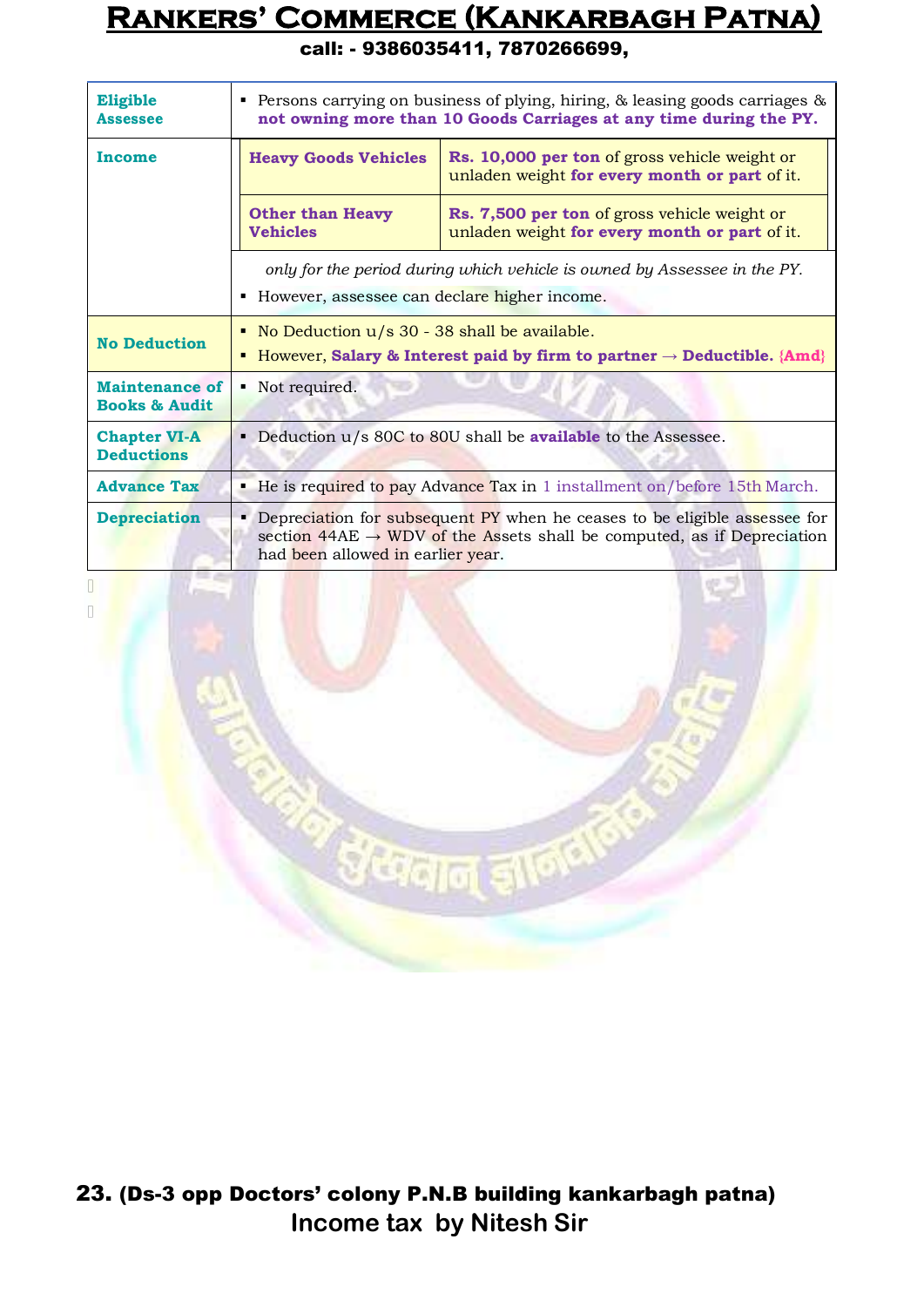| | | |
|---|---|---|
| **Eligible Assessee** | ▪ Persons carrying on business of plying, hiring, & leasing goods carriages & **not owning more than 10 Goods Carriages at any time during the PY.** | |
| **Income** | **Heavy Goods Vehicles** | **Rs. 10,000 per ton** of gross vehicle weight or unladen weight **for every month or part** of it. |
| | **Other than Heavy Vehicles** | **Rs. 7,500 per ton** of gross vehicle weight or unladen weight **for every month or part** of it. |
| | *only for the period during which vehicle is owned by Assessee in the PY.* ▪ However, assessee can declare higher income. | |
| **No Deduction** | ▪ No Deduction u/s 30 - 38 shall be available. ▪ However, **Salary & Interest paid by firm to partner → Deductible.** **{Amd}** | |
| **Maintenance of Books & Audit** | ▪ Not required. | |
| **Chapter VI-A Deductions** | ▪ Deduction u/s 80C to 80U shall be **available** to the Assessee. | |
| **Advance Tax** | ▪ He is required to pay Advance Tax in 1 installment on/before 15th March. | |
| **Depreciation** | ▪ Depreciation for subsequent PY when he ceases to be eligible assessee for section 44AE → WDV of the Assets shall be computed, as if Depreciation had been allowed in earlier year. | |